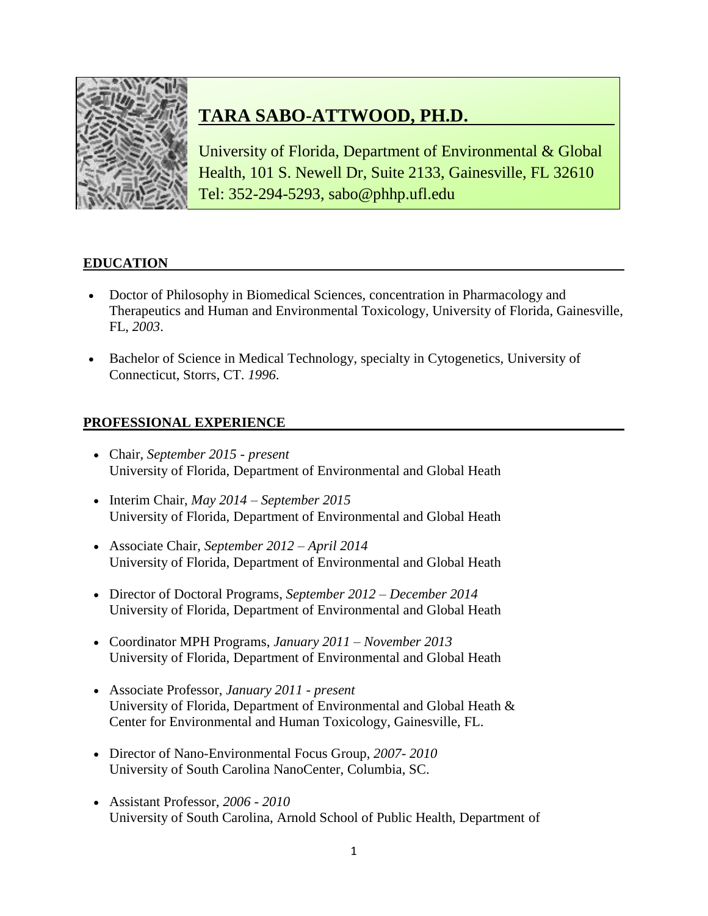# TARA SABO-ATTWOOD, PH.D.

University of Florida, Department of Environmental & Global Health, 101 S. Newell Dr, Suite 2133, Gainesville, FL 32610
Tel: 352-294-5293, sabo@phhp.ufl.edu

## EDUCATION

- Doctor of Philosophy in Biomedical Sciences, concentration in Pharmacology and Therapeutics and Human and Environmental Toxicology, University of Florida, Gainesville, FL, *2003*.
- Bachelor of Science in Medical Technology, specialty in Cytogenetics, University of Connecticut, Storrs, CT. *1996*.

## PROFESSIONAL EXPERIENCE

- Chair, *September 2015 - present*
  University of Florida, Department of Environmental and Global Heath
- Interim Chair, *May 2014 – September 2015*
  University of Florida, Department of Environmental and Global Heath
- Associate Chair, *September 2012 – April 2014*
  University of Florida, Department of Environmental and Global Heath
- Director of Doctoral Programs, *September 2012 – December 2014*
  University of Florida, Department of Environmental and Global Heath
- Coordinator MPH Programs, *January 2011 – November 2013*
  University of Florida, Department of Environmental and Global Heath
- Associate Professor, *January 2011 - present*
  University of Florida, Department of Environmental and Global Heath & Center for Environmental and Human Toxicology, Gainesville, FL.
- Director of Nano-Environmental Focus Group, *2007- 2010*
  University of South Carolina NanoCenter, Columbia, SC.
- Assistant Professor, *2006 - 2010*
  University of South Carolina, Arnold School of Public Health, Department of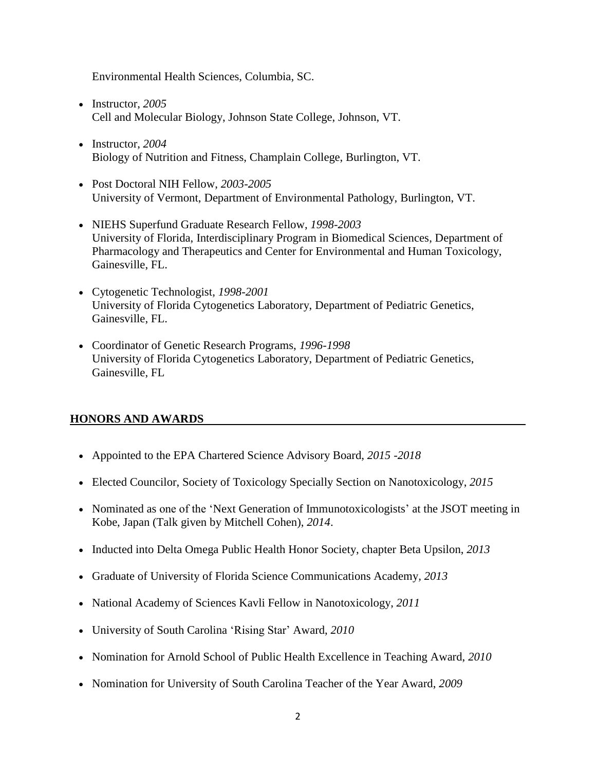Environmental Health Sciences, Columbia, SC.

- Instructor, *2005*
  Cell and Molecular Biology, Johnson State College, Johnson, VT.

- Instructor, *2004*
  Biology of Nutrition and Fitness, Champlain College, Burlington, VT.

- Post Doctoral NIH Fellow, *2003-2005*
  University of Vermont, Department of Environmental Pathology, Burlington, VT.

- NIEHS Superfund Graduate Research Fellow, *1998-2003*
  University of Florida, Interdisciplinary Program in Biomedical Sciences, Department of Pharmacology and Therapeutics and Center for Environmental and Human Toxicology, Gainesville, FL.

- Cytogenetic Technologist, *1998-2001*
  University of Florida Cytogenetics Laboratory, Department of Pediatric Genetics, Gainesville, FL.

- Coordinator of Genetic Research Programs, *1996-1998*
  University of Florida Cytogenetics Laboratory, Department of Pediatric Genetics, Gainesville, FL

## HONORS AND AWARDS

- Appointed to the EPA Chartered Science Advisory Board, *2015 -2018*
- Elected Councilor, Society of Toxicology Specially Section on Nanotoxicology, *2015*
- Nominated as one of the 'Next Generation of Immunotoxicologists' at the JSOT meeting in Kobe, Japan (Talk given by Mitchell Cohen), *2014*.
- Inducted into Delta Omega Public Health Honor Society, chapter Beta Upsilon, *2013*
- Graduate of University of Florida Science Communications Academy, *2013*
- National Academy of Sciences Kavli Fellow in Nanotoxicology, *2011*
- University of South Carolina 'Rising Star' Award, *2010*
- Nomination for Arnold School of Public Health Excellence in Teaching Award, *2010*
- Nomination for University of South Carolina Teacher of the Year Award, *2009*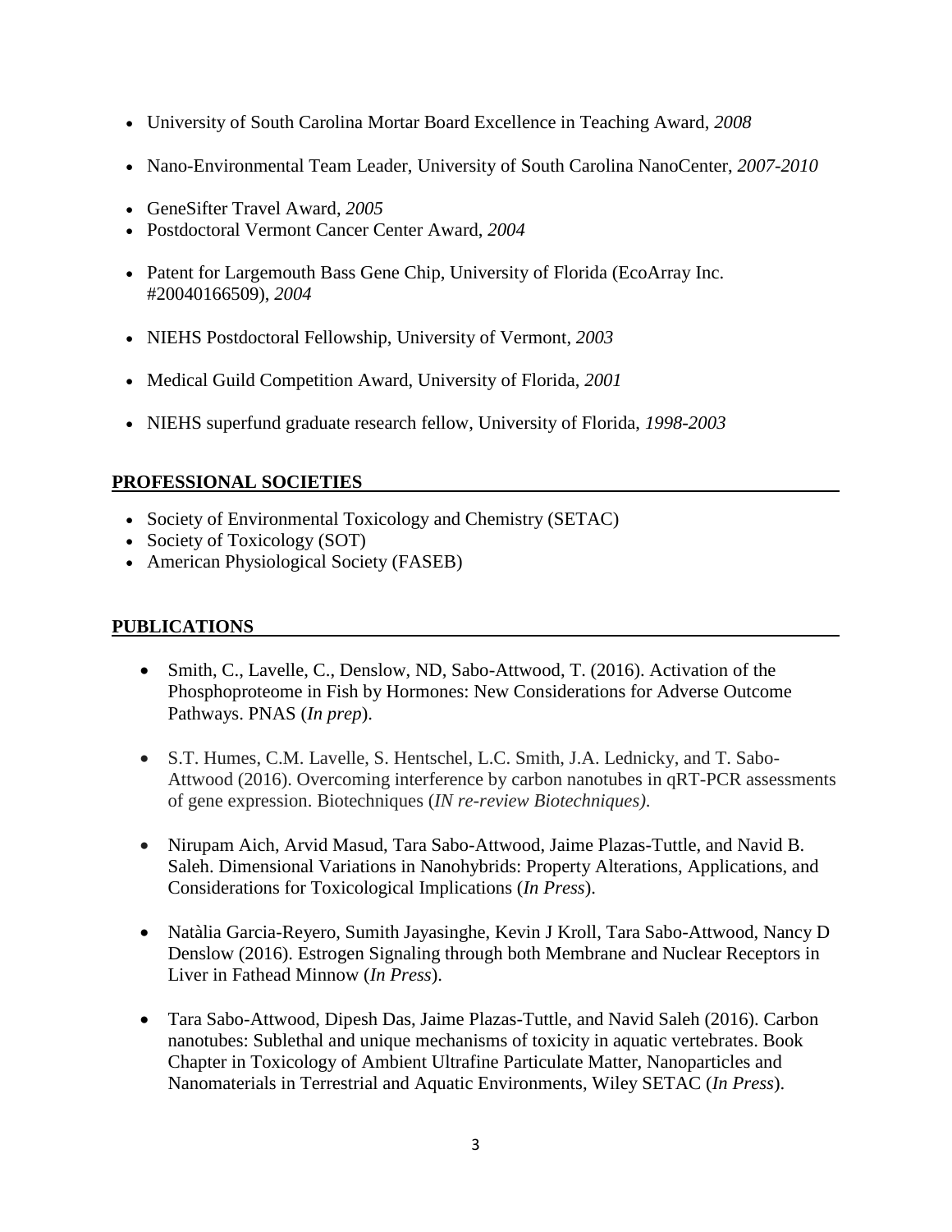- University of South Carolina Mortar Board Excellence in Teaching Award, *2008*

- Nano-Environmental Team Leader, University of South Carolina NanoCenter, *2007-2010*

- GeneSifter Travel Award, *2005*
- Postdoctoral Vermont Cancer Center Award, *2004*

- Patent for Largemouth Bass Gene Chip, University of Florida (EcoArray Inc. #20040166509), *2004*

- NIEHS Postdoctoral Fellowship, University of Vermont, *2003*

- Medical Guild Competition Award, University of Florida, *2001*

- NIEHS superfund graduate research fellow, University of Florida, *1998-2003*

## PROFESSIONAL SOCIETIES

- Society of Environmental Toxicology and Chemistry (SETAC)
- Society of Toxicology (SOT)
- American Physiological Society (FASEB)

## PUBLICATIONS

- Smith, C., Lavelle, C., Denslow, ND, Sabo-Attwood, T. (2016). Activation of the Phosphoproteome in Fish by Hormones: New Considerations for Adverse Outcome Pathways. PNAS (*In prep*).

- S.T. Humes, C.M. Lavelle, S. Hentschel, L.C. Smith, J.A. Lednicky, and T. Sabo-Attwood (2016). Overcoming interference by carbon nanotubes in qRT-PCR assessments of gene expression. Biotechniques (*IN re-review Biotechniques)*.

- Nirupam Aich, Arvid Masud, Tara Sabo-Attwood, Jaime Plazas-Tuttle, and Navid B. Saleh. Dimensional Variations in Nanohybrids: Property Alterations, Applications, and Considerations for Toxicological Implications (*In Press*).

- Natàlia Garcia-Reyero, Sumith Jayasinghe, Kevin J Kroll, Tara Sabo-Attwood, Nancy D Denslow (2016). Estrogen Signaling through both Membrane and Nuclear Receptors in Liver in Fathead Minnow (*In Press*).

- Tara Sabo-Attwood, Dipesh Das, Jaime Plazas-Tuttle, and Navid Saleh (2016). Carbon nanotubes: Sublethal and unique mechanisms of toxicity in aquatic vertebrates. Book Chapter in Toxicology of Ambient Ultrafine Particulate Matter, Nanoparticles and Nanomaterials in Terrestrial and Aquatic Environments, Wiley SETAC (*In Press*).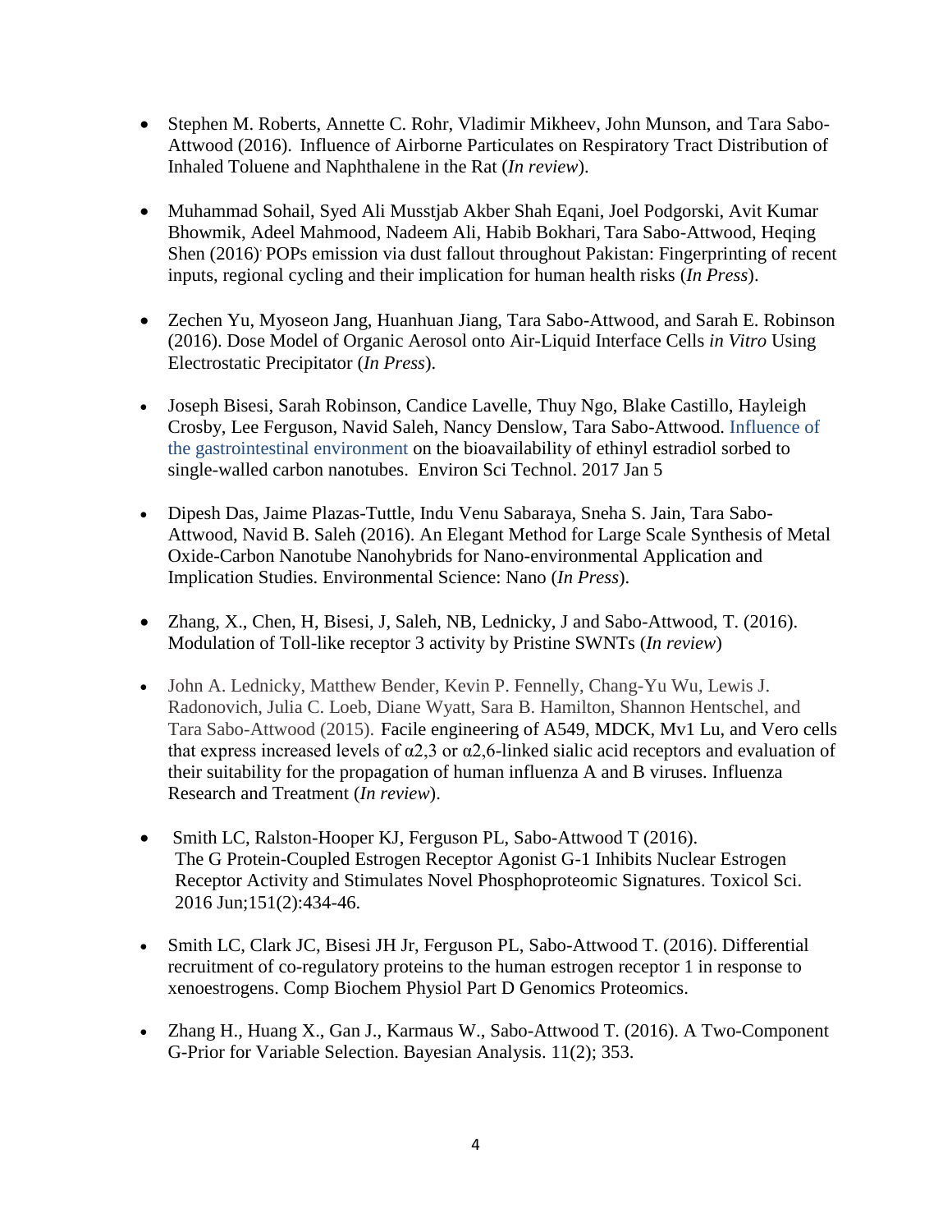- Stephen M. Roberts, Annette C. Rohr, Vladimir Mikheev, John Munson, and Tara Sabo-Attwood (2016). Influence of Airborne Particulates on Respiratory Tract Distribution of Inhaled Toluene and Naphthalene in the Rat (*In review*).

- Muhammad Sohail, Syed Ali Musstjab Akber Shah Eqani, Joel Podgorski, Avit Kumar Bhowmik, Adeel Mahmood, Nadeem Ali, Habib Bokhari, Tara Sabo-Attwood, Heqing Shen (2016). POPs emission via dust fallout throughout Pakistan: Fingerprinting of recent inputs, regional cycling and their implication for human health risks (*In Press*).

- Zechen Yu, Myoseon Jang, Huanhuan Jiang, Tara Sabo-Attwood, and Sarah E. Robinson (2016). Dose Model of Organic Aerosol onto Air-Liquid Interface Cells *in Vitro* Using Electrostatic Precipitator (*In Press*).

- Joseph Bisesi, Sarah Robinson, Candice Lavelle, Thuy Ngo, Blake Castillo, Hayleigh Crosby, Lee Ferguson, Navid Saleh, Nancy Denslow, Tara Sabo-Attwood. Influence of the gastrointestinal environment on the bioavailability of ethinyl estradiol sorbed to single-walled carbon nanotubes. Environ Sci Technol. 2017 Jan 5

- Dipesh Das, Jaime Plazas-Tuttle, Indu Venu Sabaraya, Sneha S. Jain, Tara Sabo-Attwood, Navid B. Saleh (2016). An Elegant Method for Large Scale Synthesis of Metal Oxide-Carbon Nanotube Nanohybrids for Nano-environmental Application and Implication Studies. Environmental Science: Nano (*In Press*).

- Zhang, X., Chen, H, Bisesi, J, Saleh, NB, Lednicky, J and Sabo-Attwood, T. (2016). Modulation of Toll-like receptor 3 activity by Pristine SWNTs (*In review*)

- John A. Lednicky, Matthew Bender, Kevin P. Fennelly, Chang-Yu Wu, Lewis J. Radonovich, Julia C. Loeb, Diane Wyatt, Sara B. Hamilton, Shannon Hentschel, and Tara Sabo-Attwood (2015). Facile engineering of A549, MDCK, Mv1 Lu, and Vero cells that express increased levels of α2,3 or α2,6-linked sialic acid receptors and evaluation of their suitability for the propagation of human influenza A and B viruses. Influenza Research and Treatment (*In review*).

- Smith LC, Ralston-Hooper KJ, Ferguson PL, Sabo-Attwood T (2016). The G Protein-Coupled Estrogen Receptor Agonist G-1 Inhibits Nuclear Estrogen Receptor Activity and Stimulates Novel Phosphoproteomic Signatures. Toxicol Sci. 2016 Jun;151(2):434-46.

- Smith LC, Clark JC, Bisesi JH Jr, Ferguson PL, Sabo-Attwood T. (2016). Differential recruitment of co-regulatory proteins to the human estrogen receptor 1 in response to xenoestrogens. Comp Biochem Physiol Part D Genomics Proteomics.

- Zhang H., Huang X., Gan J., Karmaus W., Sabo-Attwood T. (2016). A Two-Component G-Prior for Variable Selection. Bayesian Analysis. 11(2); 353.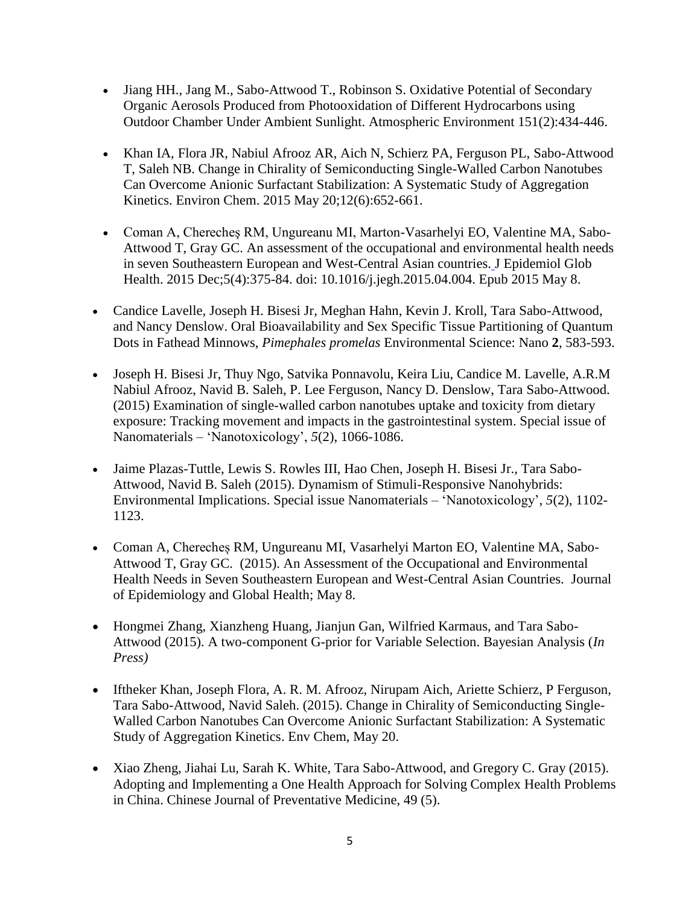- Jiang HH., Jang M., Sabo-Attwood T., Robinson S. Oxidative Potential of Secondary Organic Aerosols Produced from Photooxidation of Different Hydrocarbons using Outdoor Chamber Under Ambient Sunlight. Atmospheric Environment 151(2):434-446.

- Khan IA, Flora JR, Nabiul Afrooz AR, Aich N, Schierz PA, Ferguson PL, Sabo-Attwood T, Saleh NB. Change in Chirality of Semiconducting Single-Walled Carbon Nanotubes Can Overcome Anionic Surfactant Stabilization: A Systematic Study of Aggregation Kinetics. Environ Chem. 2015 May 20;12(6):652-661.

- Coman A, Cherecheș RM, Ungureanu MI, Marton-Vasarhelyi EO, Valentine MA, Sabo-Attwood T, Gray GC. An assessment of the occupational and environmental health needs in seven Southeastern European and West-Central Asian countries. J Epidemiol Glob Health. 2015 Dec;5(4):375-84. doi: 10.1016/j.jegh.2015.04.004. Epub 2015 May 8.

- Candice Lavelle, Joseph H. Bisesi Jr, Meghan Hahn, Kevin J. Kroll, Tara Sabo-Attwood, and Nancy Denslow. Oral Bioavailability and Sex Specific Tissue Partitioning of Quantum Dots in Fathead Minnows, *Pimephales promelas* Environmental Science: Nano **2**, 583-593.

- Joseph H. Bisesi Jr, Thuy Ngo, Satvika Ponnavolu, Keira Liu, Candice M. Lavelle, A.R.M Nabiul Afrooz, Navid B. Saleh, P. Lee Ferguson, Nancy D. Denslow, Tara Sabo-Attwood. (2015) Examination of single-walled carbon nanotubes uptake and toxicity from dietary exposure: Tracking movement and impacts in the gastrointestinal system. Special issue of Nanomaterials – 'Nanotoxicology', *5*(2), 1066-1086.

- Jaime Plazas-Tuttle, Lewis S. Rowles III, Hao Chen, Joseph H. Bisesi Jr., Tara Sabo-Attwood, Navid B. Saleh (2015). Dynamism of Stimuli-Responsive Nanohybrids: Environmental Implications. Special issue Nanomaterials – 'Nanotoxicology', *5*(2), 1102-1123.

- Coman A, Cherecheș RM, Ungureanu MI, Vasarhelyi Marton EO, Valentine MA, Sabo-Attwood T, Gray GC. (2015). An Assessment of the Occupational and Environmental Health Needs in Seven Southeastern European and West-Central Asian Countries. Journal of Epidemiology and Global Health; May 8.

- Hongmei Zhang, Xianzheng Huang, Jianjun Gan, Wilfried Karmaus, and Tara Sabo-Attwood (2015). A two-component G-prior for Variable Selection. Bayesian Analysis (*In Press)*

- Iftheker Khan, Joseph Flora, A. R. M. Afrooz, Nirupam Aich, Ariette Schierz, P Ferguson, Tara Sabo-Attwood, Navid Saleh. (2015). Change in Chirality of Semiconducting Single-Walled Carbon Nanotubes Can Overcome Anionic Surfactant Stabilization: A Systematic Study of Aggregation Kinetics. Env Chem, May 20.

- Xiao Zheng, Jiahai Lu, Sarah K. White, Tara Sabo-Attwood, and Gregory C. Gray (2015). Adopting and Implementing a One Health Approach for Solving Complex Health Problems in China. Chinese Journal of Preventative Medicine, 49 (5).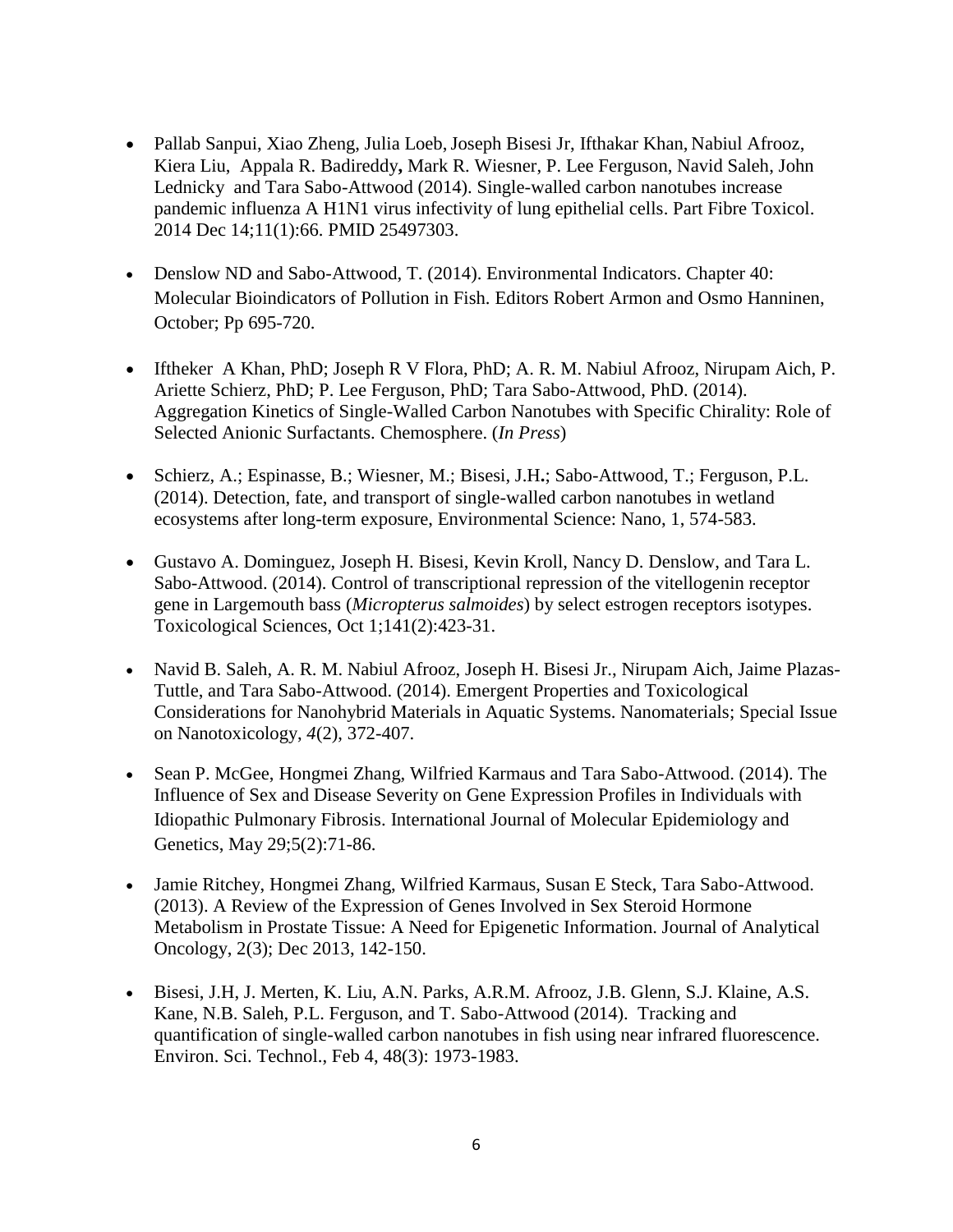- Pallab Sanpui, Xiao Zheng, Julia Loeb, Joseph Bisesi Jr, Ifthakar Khan, Nabiul Afrooz, Kiera Liu, Appala R. Badireddy**,** Mark R. Wiesner, P. Lee Ferguson, Navid Saleh, John Lednicky and Tara Sabo-Attwood (2014). Single-walled carbon nanotubes increase pandemic influenza A H1N1 virus infectivity of lung epithelial cells. Part Fibre Toxicol. 2014 Dec 14;11(1):66. PMID 25497303.

- Denslow ND and Sabo-Attwood, T. (2014). Environmental Indicators. Chapter 40: Molecular Bioindicators of Pollution in Fish. Editors Robert Armon and Osmo Hanninen, October; Pp 695-720.

- Iftheker A Khan, PhD; Joseph R V Flora, PhD; A. R. M. Nabiul Afrooz, Nirupam Aich, P. Ariette Schierz, PhD; P. Lee Ferguson, PhD; Tara Sabo-Attwood, PhD. (2014). Aggregation Kinetics of Single-Walled Carbon Nanotubes with Specific Chirality: Role of Selected Anionic Surfactants. Chemosphere. (*In Press*)

- Schierz, A.; Espinasse, B.; Wiesner, M.; Bisesi, J.H**.**; Sabo-Attwood, T.; Ferguson, P.L. (2014). Detection, fate, and transport of single-walled carbon nanotubes in wetland ecosystems after long-term exposure, Environmental Science: Nano, 1, 574-583.

- Gustavo A. Dominguez, Joseph H. Bisesi, Kevin Kroll, Nancy D. Denslow, and Tara L. Sabo-Attwood. (2014). Control of transcriptional repression of the vitellogenin receptor gene in Largemouth bass (*Micropterus salmoides*) by select estrogen receptors isotypes. Toxicological Sciences, Oct 1;141(2):423-31.

- Navid B. Saleh, A. R. M. Nabiul Afrooz, Joseph H. Bisesi Jr., Nirupam Aich, Jaime Plazas-Tuttle, and Tara Sabo-Attwood. (2014). Emergent Properties and Toxicological Considerations for Nanohybrid Materials in Aquatic Systems. Nanomaterials; Special Issue on Nanotoxicology, *4*(2), 372-407.

- Sean P. McGee, Hongmei Zhang, Wilfried Karmaus and Tara Sabo-Attwood. (2014). The Influence of Sex and Disease Severity on Gene Expression Profiles in Individuals with Idiopathic Pulmonary Fibrosis. International Journal of Molecular Epidemiology and Genetics, May 29;5(2):71-86.

- Jamie Ritchey, Hongmei Zhang, Wilfried Karmaus, Susan E Steck, Tara Sabo-Attwood. (2013). A Review of the Expression of Genes Involved in Sex Steroid Hormone Metabolism in Prostate Tissue: A Need for Epigenetic Information. Journal of Analytical Oncology, 2(3); Dec 2013, 142-150.

- Bisesi, J.H, J. Merten, K. Liu, A.N. Parks, A.R.M. Afrooz, J.B. Glenn, S.J. Klaine, A.S. Kane, N.B. Saleh, P.L. Ferguson, and T. Sabo-Attwood (2014). Tracking and quantification of single-walled carbon nanotubes in fish using near infrared fluorescence. Environ. Sci. Technol., Feb 4, 48(3): 1973-1983.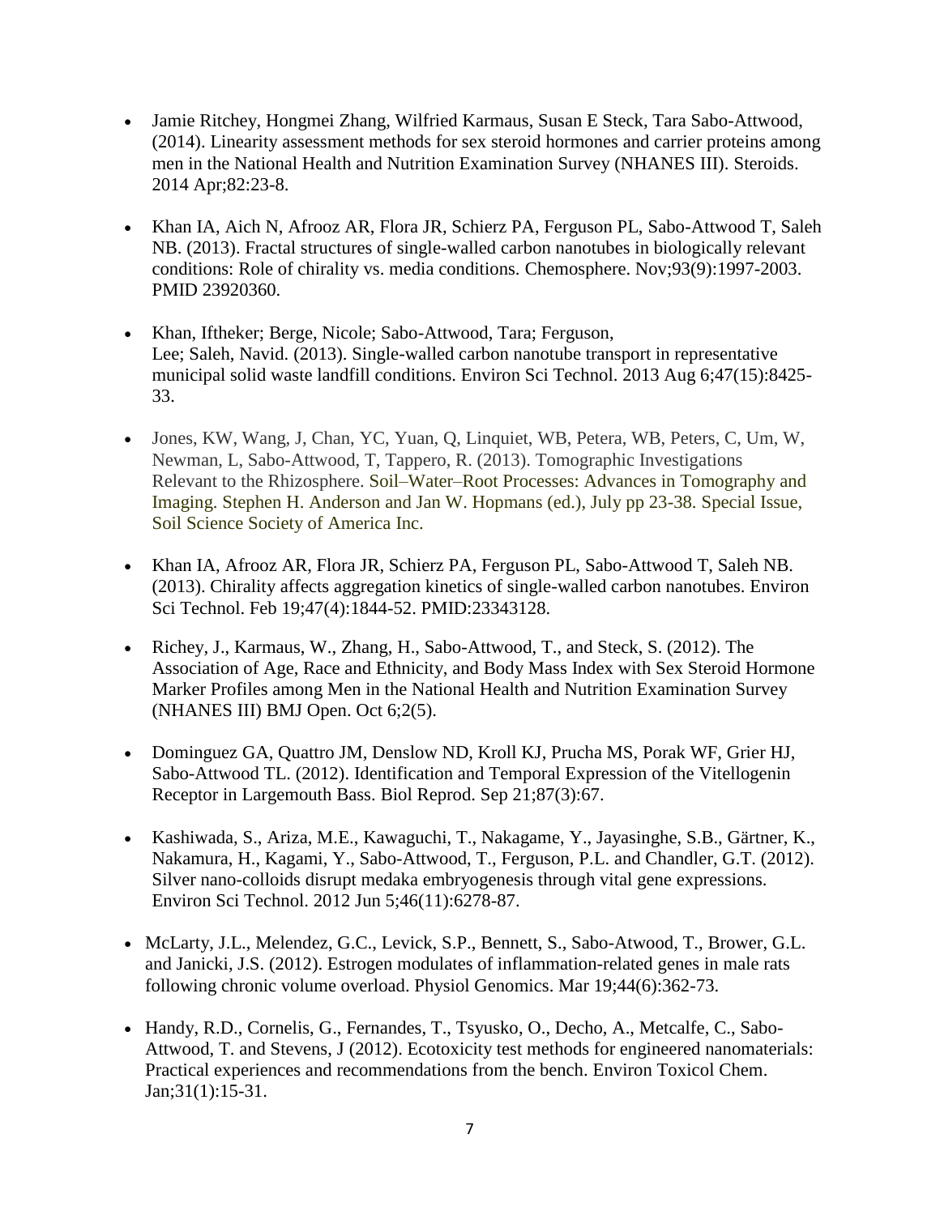- Jamie Ritchey, Hongmei Zhang, Wilfried Karmaus, Susan E Steck, Tara Sabo-Attwood, (2014). Linearity assessment methods for sex steroid hormones and carrier proteins among men in the National Health and Nutrition Examination Survey (NHANES III). Steroids. 2014 Apr;82:23-8.

- Khan IA, Aich N, Afrooz AR, Flora JR, Schierz PA, Ferguson PL, Sabo-Attwood T, Saleh NB. (2013). Fractal structures of single-walled carbon nanotubes in biologically relevant conditions: Role of chirality vs. media conditions. Chemosphere. Nov;93(9):1997-2003. PMID 23920360.

- Khan, Iftheker; Berge, Nicole; Sabo-Attwood, Tara; Ferguson, Lee; Saleh, Navid. (2013). Single-walled carbon nanotube transport in representative municipal solid waste landfill conditions. Environ Sci Technol. 2013 Aug 6;47(15):8425-33.

- Jones, KW, Wang, J, Chan, YC, Yuan, Q, Linquiet, WB, Petera, WB, Peters, C, Um, W, Newman, L, Sabo-Attwood, T, Tappero, R. (2013). Tomographic Investigations Relevant to the Rhizosphere. Soil–Water–Root Processes: Advances in Tomography and Imaging. Stephen H. Anderson and Jan W. Hopmans (ed.), July pp 23-38. Special Issue, Soil Science Society of America Inc.

- Khan IA, Afrooz AR, Flora JR, Schierz PA, Ferguson PL, Sabo-Attwood T, Saleh NB. (2013). Chirality affects aggregation kinetics of single-walled carbon nanotubes. Environ Sci Technol. Feb 19;47(4):1844-52. PMID:23343128.

- Richey, J., Karmaus, W., Zhang, H., Sabo-Attwood, T., and Steck, S. (2012). The Association of Age, Race and Ethnicity, and Body Mass Index with Sex Steroid Hormone Marker Profiles among Men in the National Health and Nutrition Examination Survey (NHANES III) BMJ Open. Oct 6;2(5).

- Dominguez GA, Quattro JM, Denslow ND, Kroll KJ, Prucha MS, Porak WF, Grier HJ, Sabo-Attwood TL. (2012). Identification and Temporal Expression of the Vitellogenin Receptor in Largemouth Bass. Biol Reprod. Sep 21;87(3):67.

- Kashiwada, S., Ariza, M.E., Kawaguchi, T., Nakagame, Y., Jayasinghe, S.B., Gärtner, K., Nakamura, H., Kagami, Y., Sabo-Attwood, T., Ferguson, P.L. and Chandler, G.T. (2012). Silver nano-colloids disrupt medaka embryogenesis through vital gene expressions. Environ Sci Technol. 2012 Jun 5;46(11):6278-87.

- McLarty, J.L., Melendez, G.C., Levick, S.P., Bennett, S., Sabo-Atwood, T., Brower, G.L. and Janicki, J.S. (2012). Estrogen modulates of inflammation-related genes in male rats following chronic volume overload. Physiol Genomics. Mar 19;44(6):362-73.

- Handy, R.D., Cornelis, G., Fernandes, T., Tsyusko, O., Decho, A., Metcalfe, C., Sabo-Attwood, T. and Stevens, J (2012). Ecotoxicity test methods for engineered nanomaterials: Practical experiences and recommendations from the bench. Environ Toxicol Chem. Jan;31(1):15-31.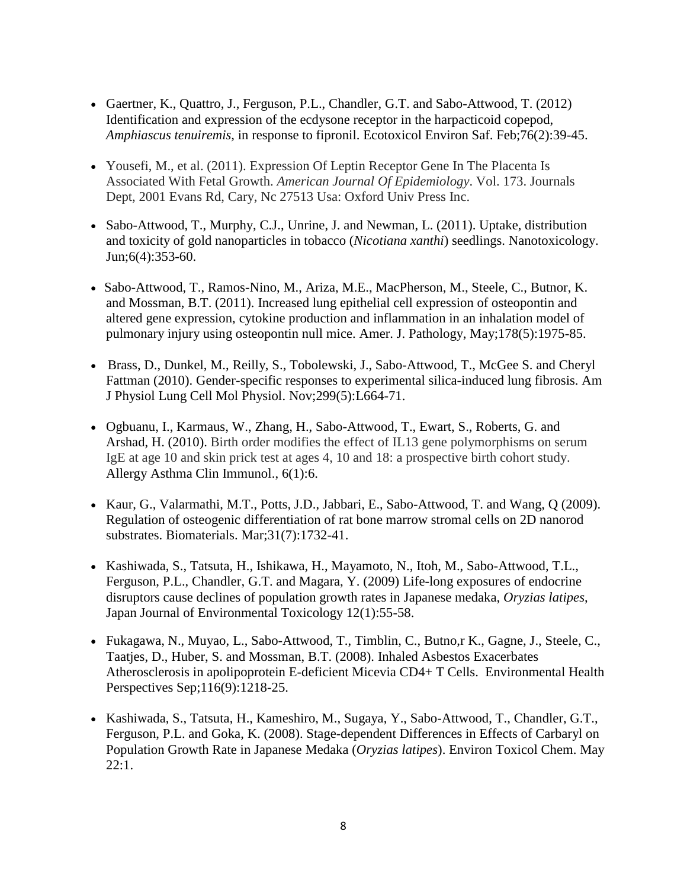- Gaertner, K., Quattro, J., Ferguson, P.L., Chandler, G.T. and Sabo-Attwood, T. (2012) Identification and expression of the ecdysone receptor in the harpacticoid copepod, *Amphiascus tenuiremis,* in response to fipronil. Ecotoxicol Environ Saf. Feb;76(2):39-45.

- Yousefi, M., et al. (2011). Expression Of Leptin Receptor Gene In The Placenta Is Associated With Fetal Growth. *American Journal Of Epidemiology*. Vol. 173. Journals Dept, 2001 Evans Rd, Cary, Nc 27513 Usa: Oxford Univ Press Inc.

- Sabo-Attwood, T., Murphy, C.J., Unrine, J. and Newman, L. (2011). Uptake, distribution and toxicity of gold nanoparticles in tobacco (*Nicotiana xanthi*) seedlings. Nanotoxicology. Jun;6(4):353-60.

- Sabo-Attwood, T., Ramos-Nino, M., Ariza, M.E., MacPherson, M., Steele, C., Butnor, K. and Mossman, B.T. (2011). Increased lung epithelial cell expression of osteopontin and altered gene expression, cytokine production and inflammation in an inhalation model of pulmonary injury using osteopontin null mice. Amer. J. Pathology, May;178(5):1975-85.

- Brass, D., Dunkel, M., Reilly, S., Tobolewski, J., Sabo-Attwood, T., McGee S. and Cheryl Fattman (2010). Gender-specific responses to experimental silica-induced lung fibrosis. Am J Physiol Lung Cell Mol Physiol. Nov;299(5):L664-71.

- Ogbuanu, I., Karmaus, W., Zhang, H., Sabo-Attwood, T., Ewart, S., Roberts, G. and Arshad, H. (2010). Birth order modifies the effect of IL13 gene polymorphisms on serum IgE at age 10 and skin prick test at ages 4, 10 and 18: a prospective birth cohort study. Allergy Asthma Clin Immunol., 6(1):6.

- Kaur, G., Valarmathi, M.T., Potts, J.D., Jabbari, E., Sabo-Attwood, T. and Wang, Q (2009). Regulation of osteogenic differentiation of rat bone marrow stromal cells on 2D nanorod substrates. Biomaterials. Mar;31(7):1732-41.

- Kashiwada, S., Tatsuta, H., Ishikawa, H., Mayamoto, N., Itoh, M., Sabo-Attwood, T.L., Ferguson, P.L., Chandler, G.T. and Magara, Y. (2009) Life-long exposures of endocrine disruptors cause declines of population growth rates in Japanese medaka, *Oryzias latipes*, Japan Journal of Environmental Toxicology 12(1):55-58.

- Fukagawa, N., Muyao, L., Sabo-Attwood, T., Timblin, C., Butno,r K., Gagne, J., Steele, C., Taatjes, D., Huber, S. and Mossman, B.T. (2008). Inhaled Asbestos Exacerbates Atherosclerosis in apolipoprotein E-deficient Micevia CD4+ T Cells. Environmental Health Perspectives Sep;116(9):1218-25.

- Kashiwada, S., Tatsuta, H., Kameshiro, M., Sugaya, Y., Sabo-Attwood, T., Chandler, G.T., Ferguson, P.L. and Goka, K. (2008). Stage-dependent Differences in Effects of Carbaryl on Population Growth Rate in Japanese Medaka (*Oryzias latipes*). Environ Toxicol Chem. May 22:1.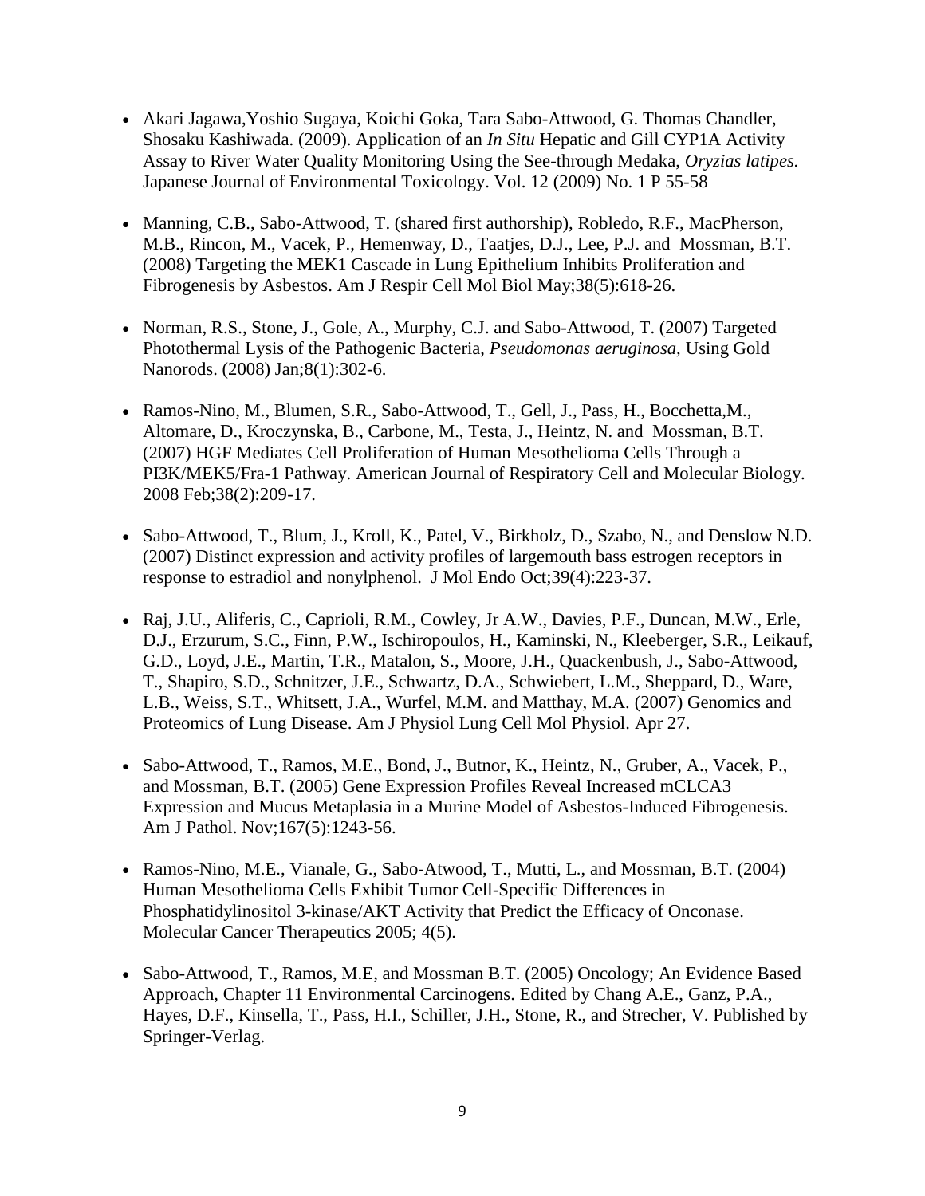- Akari Jagawa,Yoshio Sugaya, Koichi Goka, Tara Sabo-Attwood, G. Thomas Chandler, Shosaku Kashiwada. (2009). Application of an *In Situ* Hepatic and Gill CYP1A Activity Assay to River Water Quality Monitoring Using the See-through Medaka, *Oryzias latipes.* Japanese Journal of Environmental Toxicology. Vol. 12 (2009) No. 1 P 55-58

- Manning, C.B., Sabo-Attwood, T. (shared first authorship), Robledo, R.F., MacPherson, M.B., Rincon, M., Vacek, P., Hemenway, D., Taatjes, D.J., Lee, P.J. and Mossman, B.T. (2008) Targeting the MEK1 Cascade in Lung Epithelium Inhibits Proliferation and Fibrogenesis by Asbestos. Am J Respir Cell Mol Biol May;38(5):618-26.

- Norman, R.S., Stone, J., Gole, A., Murphy, C.J. and Sabo-Attwood, T. (2007) Targeted Photothermal Lysis of the Pathogenic Bacteria, *Pseudomonas aeruginosa,* Using Gold Nanorods. (2008) Jan;8(1):302-6.

- Ramos-Nino, M., Blumen, S.R., Sabo-Attwood, T., Gell, J., Pass, H., Bocchetta,M., Altomare, D., Kroczynska, B., Carbone, M., Testa, J., Heintz, N. and Mossman, B.T. (2007) HGF Mediates Cell Proliferation of Human Mesothelioma Cells Through a PI3K/MEK5/Fra-1 Pathway. American Journal of Respiratory Cell and Molecular Biology. 2008 Feb;38(2):209-17.

- Sabo-Attwood, T., Blum, J., Kroll, K., Patel, V., Birkholz, D., Szabo, N., and Denslow N.D. (2007) Distinct expression and activity profiles of largemouth bass estrogen receptors in response to estradiol and nonylphenol. J Mol Endo Oct;39(4):223-37.

- Raj, J.U., Aliferis, C., Caprioli, R.M., Cowley, Jr A.W., Davies, P.F., Duncan, M.W., Erle, D.J., Erzurum, S.C., Finn, P.W., Ischiropoulos, H., Kaminski, N., Kleeberger, S.R., Leikauf, G.D., Loyd, J.E., Martin, T.R., Matalon, S., Moore, J.H., Quackenbush, J., Sabo-Attwood, T., Shapiro, S.D., Schnitzer, J.E., Schwartz, D.A., Schwiebert, L.M., Sheppard, D., Ware, L.B., Weiss, S.T., Whitsett, J.A., Wurfel, M.M. and Matthay, M.A. (2007) Genomics and Proteomics of Lung Disease. Am J Physiol Lung Cell Mol Physiol. Apr 27.

- Sabo-Attwood, T., Ramos, M.E., Bond, J., Butnor, K., Heintz, N., Gruber, A., Vacek, P., and Mossman, B.T. (2005) Gene Expression Profiles Reveal Increased mCLCA3 Expression and Mucus Metaplasia in a Murine Model of Asbestos-Induced Fibrogenesis. Am J Pathol. Nov;167(5):1243-56.

- Ramos-Nino, M.E., Vianale, G., Sabo-Atwood, T., Mutti, L., and Mossman, B.T. (2004) Human Mesothelioma Cells Exhibit Tumor Cell-Specific Differences in Phosphatidylinositol 3-kinase/AKT Activity that Predict the Efficacy of Onconase. Molecular Cancer Therapeutics 2005; 4(5).

- Sabo-Attwood, T., Ramos, M.E, and Mossman B.T. (2005) Oncology; An Evidence Based Approach, Chapter 11 Environmental Carcinogens. Edited by Chang A.E., Ganz, P.A., Hayes, D.F., Kinsella, T., Pass, H.I., Schiller, J.H., Stone, R., and Strecher, V. Published by Springer-Verlag.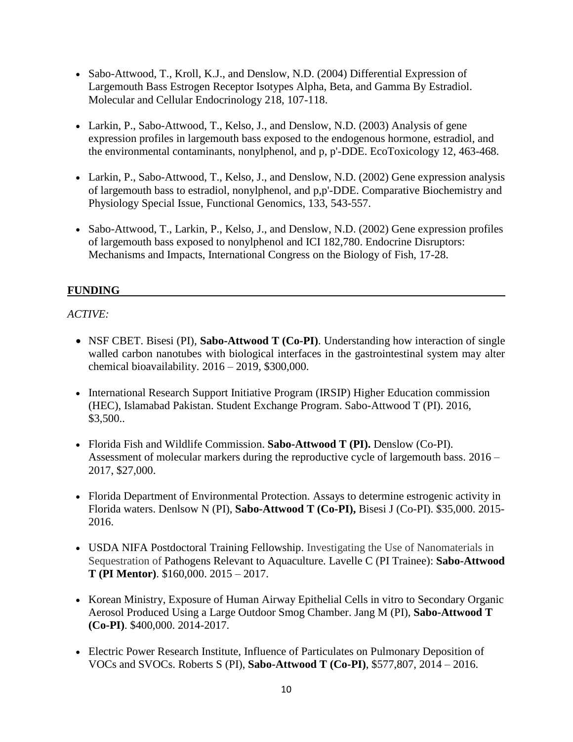- Sabo-Attwood, T., Kroll, K.J., and Denslow, N.D. (2004) Differential Expression of Largemouth Bass Estrogen Receptor Isotypes Alpha, Beta, and Gamma By Estradiol. Molecular and Cellular Endocrinology 218, 107-118.

- Larkin, P., Sabo-Attwood, T., Kelso, J., and Denslow, N.D. (2003) Analysis of gene expression profiles in largemouth bass exposed to the endogenous hormone, estradiol, and the environmental contaminants, nonylphenol, and p, p'-DDE. EcoToxicology 12, 463-468.

- Larkin, P., Sabo-Attwood, T., Kelso, J., and Denslow, N.D. (2002) Gene expression analysis of largemouth bass to estradiol, nonylphenol, and p,p'-DDE. Comparative Biochemistry and Physiology Special Issue, Functional Genomics, 133, 543-557.

- Sabo-Attwood, T., Larkin, P., Kelso, J., and Denslow, N.D. (2002) Gene expression profiles of largemouth bass exposed to nonylphenol and ICI 182,780. Endocrine Disruptors: Mechanisms and Impacts, International Congress on the Biology of Fish, 17-28.

## FUNDING

*ACTIVE:*

- NSF CBET. Bisesi (PI), **Sabo-Attwood T (Co-PI)**. Understanding how interaction of single walled carbon nanotubes with biological interfaces in the gastrointestinal system may alter chemical bioavailability. 2016 – 2019, $300,000.

- International Research Support Initiative Program (IRSIP) Higher Education commission (HEC), Islamabad Pakistan. Student Exchange Program. Sabo-Attwood T (PI). 2016, $3,500..

- Florida Fish and Wildlife Commission. **Sabo-Attwood T (PI).** Denslow (Co-PI). Assessment of molecular markers during the reproductive cycle of largemouth bass. 2016 – 2017, $27,000.

- Florida Department of Environmental Protection. Assays to determine estrogenic activity in Florida waters. Denlsow N (PI), **Sabo-Attwood T (Co-PI),** Bisesi J (Co-PI). $35,000. 2015-2016.

- USDA NIFA Postdoctoral Training Fellowship. Investigating the Use of Nanomaterials in Sequestration of Pathogens Relevant to Aquaculture. Lavelle C (PI Trainee): **Sabo-Attwood T (PI Mentor)**. $160,000. 2015 – 2017.

- Korean Ministry, Exposure of Human Airway Epithelial Cells in vitro to Secondary Organic Aerosol Produced Using a Large Outdoor Smog Chamber. Jang M (PI), **Sabo-Attwood T (Co-PI)**. $400,000. 2014-2017.

- Electric Power Research Institute, Influence of Particulates on Pulmonary Deposition of VOCs and SVOCs. Roberts S (PI), **Sabo-Attwood T (Co-PI)**, $577,807, 2014 – 2016.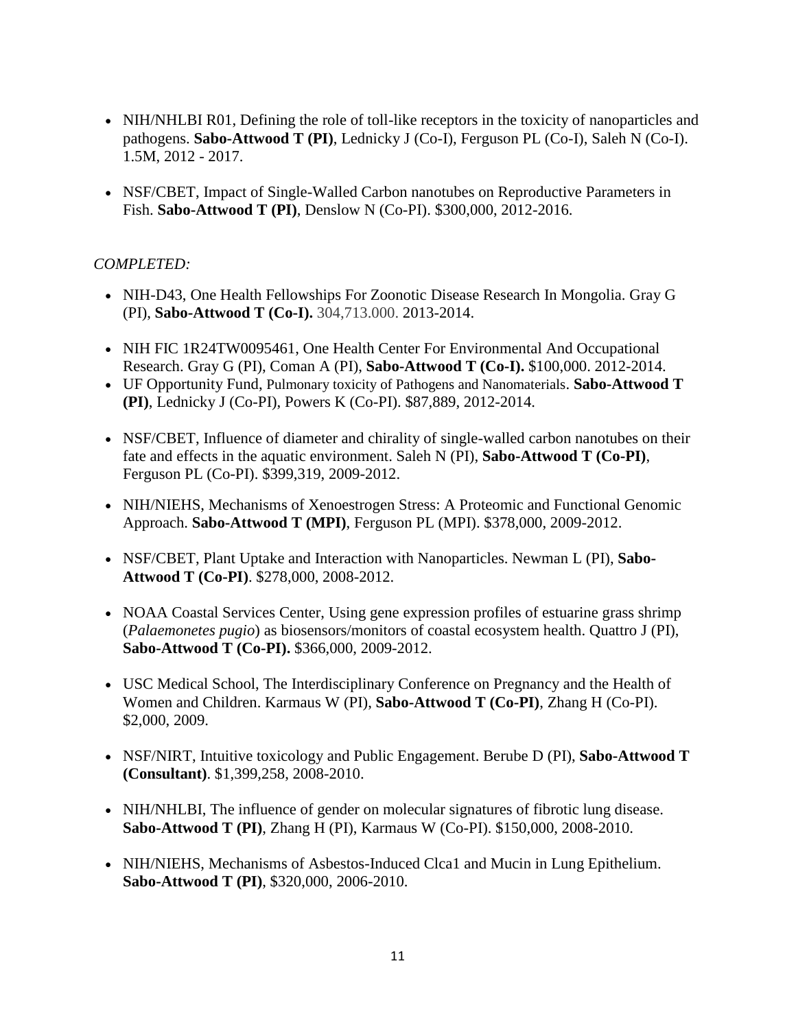- NIH/NHLBI R01, Defining the role of toll-like receptors in the toxicity of nanoparticles and pathogens. **Sabo-Attwood T (PI)**, Lednicky J (Co-I), Ferguson PL (Co-I), Saleh N (Co-I). 1.5M, 2012 - 2017.

- NSF/CBET, Impact of Single-Walled Carbon nanotubes on Reproductive Parameters in Fish. **Sabo-Attwood T (PI)**, Denslow N (Co-PI). $300,000, 2012-2016.

*COMPLETED:*

- NIH-D43, One Health Fellowships For Zoonotic Disease Research In Mongolia. Gray G (PI), **Sabo-Attwood T (Co-I).** 304,713.000. 2013-2014.

- NIH FIC 1R24TW0095461, One Health Center For Environmental And Occupational Research. Gray G (PI), Coman A (PI), **Sabo-Attwood T (Co-I).** $100,000. 2012-2014.
- UF Opportunity Fund, Pulmonary toxicity of Pathogens and Nanomaterials. **Sabo-Attwood T (PI)**, Lednicky J (Co-PI), Powers K (Co-PI). $87,889, 2012-2014.

- NSF/CBET, Influence of diameter and chirality of single-walled carbon nanotubes on their fate and effects in the aquatic environment. Saleh N (PI), **Sabo-Attwood T (Co-PI)**, Ferguson PL (Co-PI). $399,319, 2009-2012.

- NIH/NIEHS, Mechanisms of Xenoestrogen Stress: A Proteomic and Functional Genomic Approach. **Sabo-Attwood T (MPI)**, Ferguson PL (MPI). $378,000, 2009-2012.

- NSF/CBET, Plant Uptake and Interaction with Nanoparticles. Newman L (PI), **Sabo-Attwood T (Co-PI)**. $278,000, 2008-2012.

- NOAA Coastal Services Center, Using gene expression profiles of estuarine grass shrimp (*Palaemonetes pugio*) as biosensors/monitors of coastal ecosystem health. Quattro J (PI), **Sabo-Attwood T (Co-PI).** $366,000, 2009-2012.

- USC Medical School, The Interdisciplinary Conference on Pregnancy and the Health of Women and Children. Karmaus W (PI), **Sabo-Attwood T (Co-PI)**, Zhang H (Co-PI). $2,000, 2009.

- NSF/NIRT, Intuitive toxicology and Public Engagement. Berube D (PI), **Sabo-Attwood T (Consultant)**. $1,399,258, 2008-2010.

- NIH/NHLBI, The influence of gender on molecular signatures of fibrotic lung disease. **Sabo-Attwood T (PI)**, Zhang H (PI), Karmaus W (Co-PI). $150,000, 2008-2010.

- NIH/NIEHS, Mechanisms of Asbestos-Induced Clca1 and Mucin in Lung Epithelium. **Sabo-Attwood T (PI)**, $320,000, 2006-2010.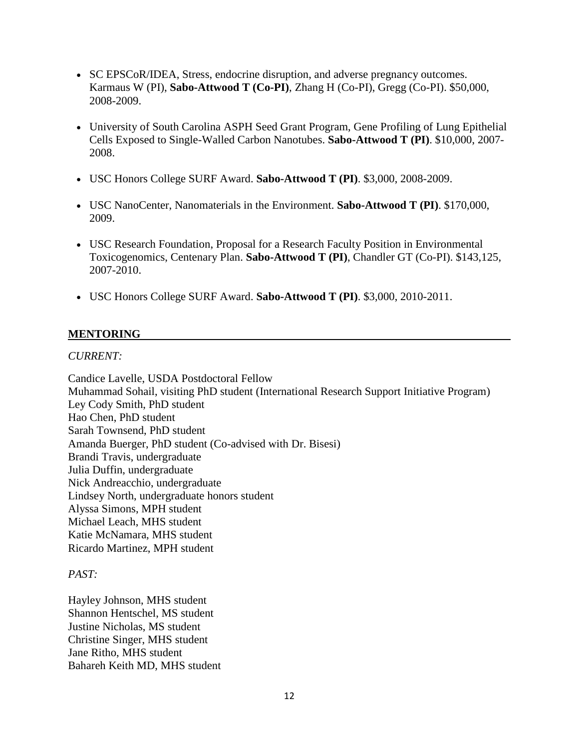- SC EPSCoR/IDEA, Stress, endocrine disruption, and adverse pregnancy outcomes. Karmaus W (PI), **Sabo-Attwood T (Co-PI)**, Zhang H (Co-PI), Gregg (Co-PI). $50,000, 2008-2009.

- University of South Carolina ASPH Seed Grant Program, Gene Profiling of Lung Epithelial Cells Exposed to Single-Walled Carbon Nanotubes. **Sabo-Attwood T (PI)**. $10,000, 2007-2008.

- USC Honors College SURF Award. **Sabo-Attwood T (PI)**. $3,000, 2008-2009.

- USC NanoCenter, Nanomaterials in the Environment. **Sabo-Attwood T (PI)**. $170,000, 2009.

- USC Research Foundation, Proposal for a Research Faculty Position in Environmental Toxicogenomics, Centenary Plan. **Sabo-Attwood T (PI)**, Chandler GT (Co-PI). $143,125, 2007-2010.

- USC Honors College SURF Award. **Sabo-Attwood T (PI)**. $3,000, 2010-2011.

## MENTORING

*CURRENT:*

Candice Lavelle, USDA Postdoctoral Fellow
Muhammad Sohail, visiting PhD student (International Research Support Initiative Program)
Ley Cody Smith, PhD student
Hao Chen, PhD student
Sarah Townsend, PhD student
Amanda Buerger, PhD student (Co-advised with Dr. Bisesi)
Brandi Travis, undergraduate
Julia Duffin, undergraduate
Nick Andreacchio, undergraduate
Lindsey North, undergraduate honors student
Alyssa Simons, MPH student
Michael Leach, MHS student
Katie McNamara, MHS student
Ricardo Martinez, MPH student

*PAST:*

Hayley Johnson, MHS student
Shannon Hentschel, MS student
Justine Nicholas, MS student
Christine Singer, MHS student
Jane Ritho, MHS student
Bahareh Keith MD, MHS student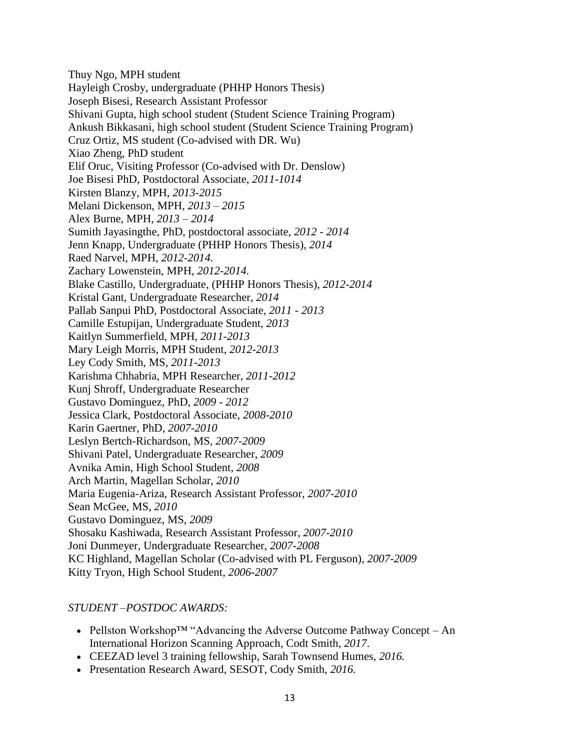Thuy Ngo, MPH student
Hayleigh Crosby, undergraduate (PHHP Honors Thesis)
Joseph Bisesi, Research Assistant Professor
Shivani Gupta, high school student (Student Science Training Program)
Ankush Bikkasani, high school student (Student Science Training Program)
Cruz Ortiz, MS student (Co-advised with DR. Wu)
Xiao Zheng, PhD student
Elif Oruc, Visiting Professor (Co-advised with Dr. Denslow)
Joe Bisesi PhD, Postdoctoral Associate, *2011-1014*
Kirsten Blanzy, MPH, *2013-2015*
Melani Dickenson, MPH, *2013 – 2015*
Alex Burne, MPH, *2013 – 2014*
Sumith Jayasingthe, PhD, postdoctoral associate, *2012 - 2014*
Jenn Knapp, Undergraduate (PHHP Honors Thesis), *2014*
Raed Narvel, MPH, *2012-2014.*
Zachary Lowenstein, MPH, *2012-2014.*
Blake Castillo, Undergraduate, (PHHP Honors Thesis), *2012-2014*
Kristal Gant, Undergraduate Researcher, *2014*
Pallab Sanpui PhD, Postdoctoral Associate, *2011 - 2013*
Camille Estupijan, Undergraduate Student, *2013*
Kaitlyn Summerfield, MPH, *2011-2013*
Mary Leigh Morris, MPH Student, *2012-2013*
Ley Cody Smith, MS, *2011-2013*
Karishma Chhabria, MPH Researcher, *2011-2012*
Kunj Shroff, Undergraduate Researcher
Gustavo Dominguez, PhD, *2009 - 2012*
Jessica Clark, Postdoctoral Associate, *2008-2010*
Karin Gaertner, PhD, *2007-2010*
Leslyn Bertch-Richardson, MS, *2007-2009*
Shivani Patel, Undergraduate Researcher, *2009*
Avnika Amin, High School Student, *2008*
Arch Martin, Magellan Scholar, *2010*
Maria Eugenia-Ariza, Research Assistant Professor, *2007-2010*
Sean McGee, MS, *2010*
Gustavo Dominguez, MS, *2009*
Shosaku Kashiwada, Research Assistant Professor, *2007-2010*
Joni Dunmeyer, Undergraduate Researcher, *2007-2008*
KC Highland, Magellan Scholar (Co-advised with PL Ferguson), *2007-2009*
Kitty Tryon, High School Student, *2006-2007*

*STUDENT –POSTDOC AWARDS:*

- Pellston Workshop™ "Advancing the Adverse Outcome Pathway Concept – An International Horizon Scanning Approach, Codt Smith, *2017*.
- CEEZAD level 3 training fellowship, Sarah Townsend Humes, *2016.*
- Presentation Research Award, SESOT, Cody Smith, *2016.*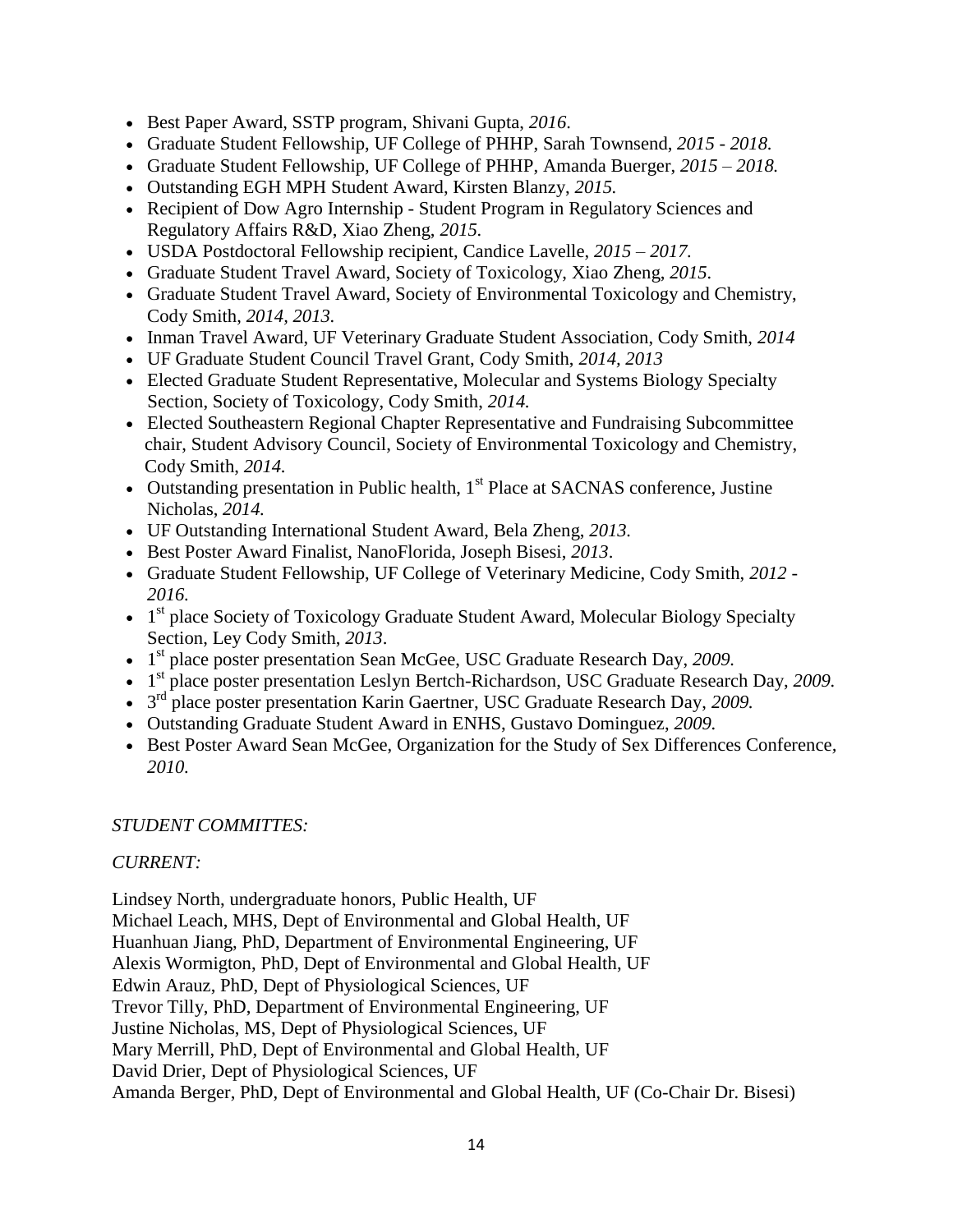- Best Paper Award, SSTP program, Shivani Gupta, *2016*.
- Graduate Student Fellowship, UF College of PHHP, Sarah Townsend, *2015 - 2018.*
- Graduate Student Fellowship, UF College of PHHP, Amanda Buerger, *2015 – 2018.*
- Outstanding EGH MPH Student Award, Kirsten Blanzy, *2015.*
- Recipient of Dow Agro Internship - Student Program in Regulatory Sciences and Regulatory Affairs R&D, Xiao Zheng, *2015*.
- USDA Postdoctoral Fellowship recipient, Candice Lavelle, *2015 – 2017.*
- Graduate Student Travel Award, Society of Toxicology, Xiao Zheng, *2015*.
- Graduate Student Travel Award, Society of Environmental Toxicology and Chemistry, Cody Smith, *2014, 2013.*
- Inman Travel Award, UF Veterinary Graduate Student Association, Cody Smith, *2014*
- UF Graduate Student Council Travel Grant, Cody Smith, *2014, 2013*
- Elected Graduate Student Representative, Molecular and Systems Biology Specialty Section, Society of Toxicology, Cody Smith, *2014.*
- Elected Southeastern Regional Chapter Representative and Fundraising Subcommittee chair, Student Advisory Council, Society of Environmental Toxicology and Chemistry, Cody Smith, *2014.*
- Outstanding presentation in Public health, 1st Place at SACNAS conference, Justine Nicholas, *2014.*
- UF Outstanding International Student Award, Bela Zheng, *2013.*
- Best Poster Award Finalist, NanoFlorida, Joseph Bisesi, *2013*.
- Graduate Student Fellowship, UF College of Veterinary Medicine, Cody Smith, *2012 - 2016.*
- 1st place Society of Toxicology Graduate Student Award, Molecular Biology Specialty Section, Ley Cody Smith, *2013*.
- 1st place poster presentation Sean McGee, USC Graduate Research Day, *2009.*
- 1st place poster presentation Leslyn Bertch-Richardson, USC Graduate Research Day, *2009.*
- 3rd place poster presentation Karin Gaertner, USC Graduate Research Day, *2009.*
- Outstanding Graduate Student Award in ENHS, Gustavo Dominguez, *2009.*
- Best Poster Award Sean McGee, Organization for the Study of Sex Differences Conference, *2010.*

*STUDENT COMMITTES:*

*CURRENT:*

Lindsey North, undergraduate honors, Public Health, UF
Michael Leach, MHS, Dept of Environmental and Global Health, UF
Huanhuan Jiang, PhD, Department of Environmental Engineering, UF
Alexis Wormigton, PhD, Dept of Environmental and Global Health, UF
Edwin Arauz, PhD, Dept of Physiological Sciences, UF
Trevor Tilly, PhD, Department of Environmental Engineering, UF
Justine Nicholas, MS, Dept of Physiological Sciences, UF
Mary Merrill, PhD, Dept of Environmental and Global Health, UF
David Drier, Dept of Physiological Sciences, UF
Amanda Berger, PhD, Dept of Environmental and Global Health, UF (Co-Chair Dr. Bisesi)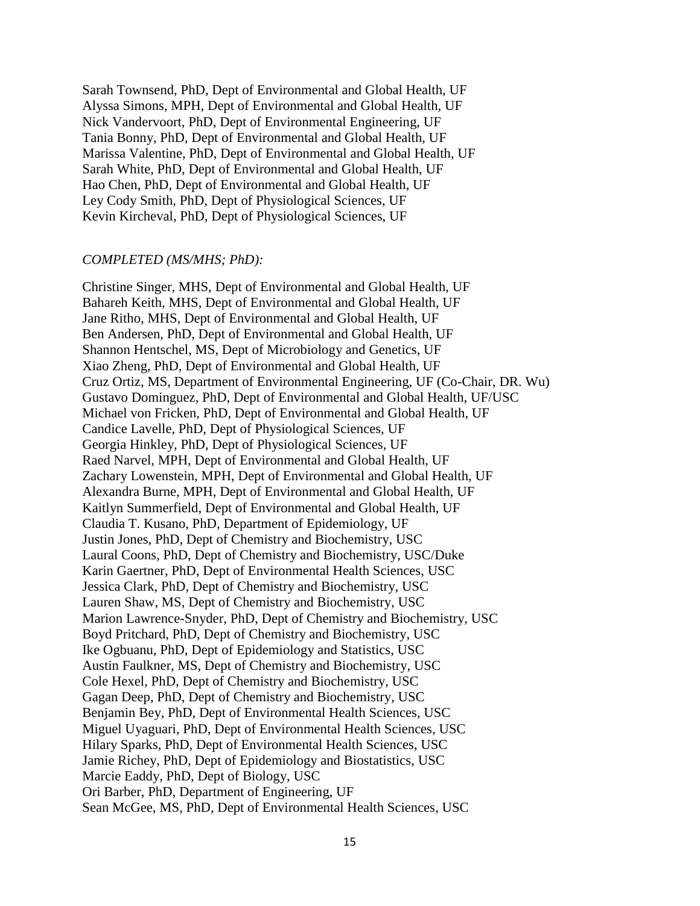Sarah Townsend, PhD, Dept of Environmental and Global Health, UF
Alyssa Simons, MPH, Dept of Environmental and Global Health, UF
Nick Vandervoort, PhD, Dept of Environmental Engineering, UF
Tania Bonny, PhD, Dept of Environmental and Global Health, UF
Marissa Valentine, PhD, Dept of Environmental and Global Health, UF
Sarah White, PhD, Dept of Environmental and Global Health, UF
Hao Chen, PhD, Dept of Environmental and Global Health, UF
Ley Cody Smith, PhD, Dept of Physiological Sciences, UF
Kevin Kircheval, PhD, Dept of Physiological Sciences, UF

*COMPLETED (MS/MHS; PhD):*

Christine Singer, MHS, Dept of Environmental and Global Health, UF
Bahareh Keith, MHS, Dept of Environmental and Global Health, UF
Jane Ritho, MHS, Dept of Environmental and Global Health, UF
Ben Andersen, PhD, Dept of Environmental and Global Health, UF
Shannon Hentschel, MS, Dept of Microbiology and Genetics, UF
Xiao Zheng, PhD, Dept of Environmental and Global Health, UF
Cruz Ortiz, MS, Department of Environmental Engineering, UF (Co-Chair, DR. Wu)
Gustavo Dominguez, PhD, Dept of Environmental and Global Health, UF/USC
Michael von Fricken, PhD, Dept of Environmental and Global Health, UF
Candice Lavelle, PhD, Dept of Physiological Sciences, UF
Georgia Hinkley, PhD, Dept of Physiological Sciences, UF
Raed Narvel, MPH, Dept of Environmental and Global Health, UF
Zachary Lowenstein, MPH, Dept of Environmental and Global Health, UF
Alexandra Burne, MPH, Dept of Environmental and Global Health, UF
Kaitlyn Summerfield, Dept of Environmental and Global Health, UF
Claudia T. Kusano, PhD, Department of Epidemiology, UF
Justin Jones, PhD, Dept of Chemistry and Biochemistry, USC
Laural Coons, PhD, Dept of Chemistry and Biochemistry, USC/Duke
Karin Gaertner, PhD, Dept of Environmental Health Sciences, USC
Jessica Clark, PhD, Dept of Chemistry and Biochemistry, USC
Lauren Shaw, MS, Dept of Chemistry and Biochemistry, USC
Marion Lawrence-Snyder, PhD, Dept of Chemistry and Biochemistry, USC
Boyd Pritchard, PhD, Dept of Chemistry and Biochemistry, USC
Ike Ogbuanu, PhD, Dept of Epidemiology and Statistics, USC
Austin Faulkner, MS, Dept of Chemistry and Biochemistry, USC
Cole Hexel, PhD, Dept of Chemistry and Biochemistry, USC
Gagan Deep, PhD, Dept of Chemistry and Biochemistry, USC
Benjamin Bey, PhD, Dept of Environmental Health Sciences, USC
Miguel Uyaguari, PhD, Dept of Environmental Health Sciences, USC
Hilary Sparks, PhD, Dept of Environmental Health Sciences, USC
Jamie Richey, PhD, Dept of Epidemiology and Biostatistics, USC
Marcie Eaddy, PhD, Dept of Biology, USC
Ori Barber, PhD, Department of Engineering, UF
Sean McGee, MS, PhD, Dept of Environmental Health Sciences, USC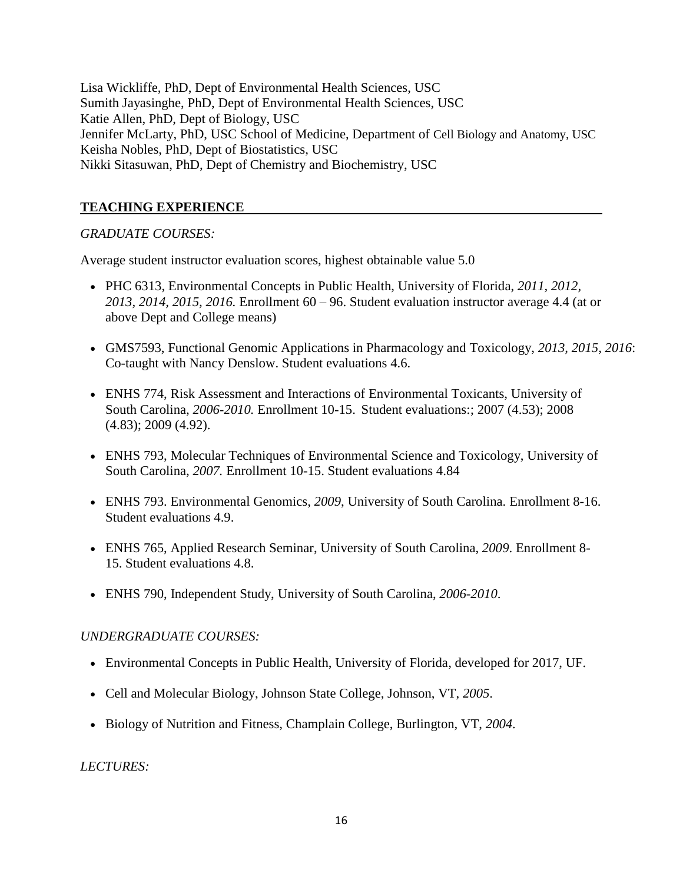Lisa Wickliffe, PhD, Dept of Environmental Health Sciences, USC
Sumith Jayasinghe, PhD, Dept of Environmental Health Sciences, USC
Katie Allen, PhD, Dept of Biology, USC
Jennifer McLarty, PhD, USC School of Medicine, Department of Cell Biology and Anatomy, USC
Keisha Nobles, PhD, Dept of Biostatistics, USC
Nikki Sitasuwan, PhD, Dept of Chemistry and Biochemistry, USC

## TEACHING EXPERIENCE

*GRADUATE COURSES:*

Average student instructor evaluation scores, highest obtainable value 5.0

- PHC 6313, Environmental Concepts in Public Health, University of Florida, *2011, 2012, 2013, 2014, 2015, 2016.* Enrollment 60 – 96. Student evaluation instructor average 4.4 (at or above Dept and College means)
- GMS7593, Functional Genomic Applications in Pharmacology and Toxicology, *2013, 2015, 2016*: Co-taught with Nancy Denslow. Student evaluations 4.6.
- ENHS 774, Risk Assessment and Interactions of Environmental Toxicants, University of South Carolina, *2006-2010.* Enrollment 10-15. Student evaluations:; 2007 (4.53); 2008 (4.83); 2009 (4.92).
- ENHS 793, Molecular Techniques of Environmental Science and Toxicology, University of South Carolina, *2007.* Enrollment 10-15. Student evaluations 4.84
- ENHS 793. Environmental Genomics, *2009*, University of South Carolina. Enrollment 8-16. Student evaluations 4.9.
- ENHS 765, Applied Research Seminar, University of South Carolina, *2009*. Enrollment 8-15. Student evaluations 4.8.
- ENHS 790, Independent Study, University of South Carolina, *2006-2010*.

*UNDERGRADUATE COURSES:*

- Environmental Concepts in Public Health, University of Florida, developed for 2017, UF.
- Cell and Molecular Biology, Johnson State College, Johnson, VT, *2005*.
- Biology of Nutrition and Fitness, Champlain College, Burlington, VT, *2004*.

*LECTURES:*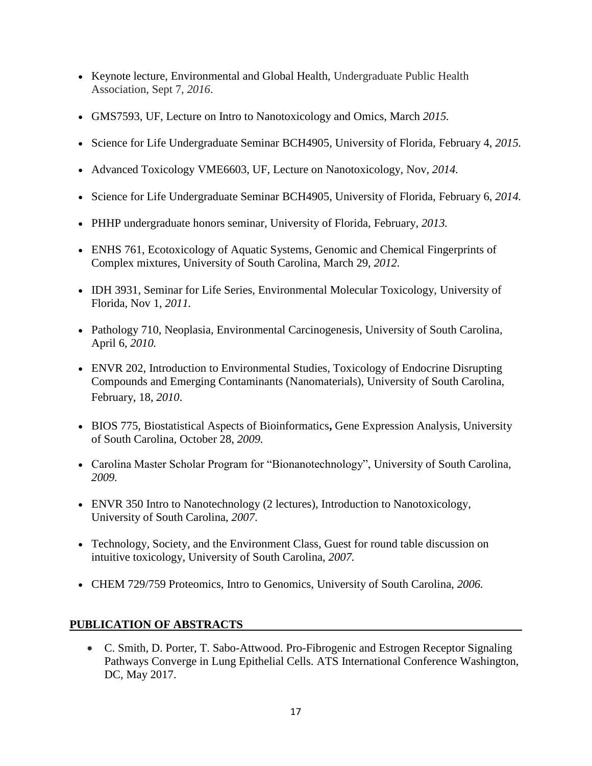- Keynote lecture, Environmental and Global Health, Undergraduate Public Health Association, Sept 7, *2016*.
- GMS7593, UF, Lecture on Intro to Nanotoxicology and Omics, March *2015.*
- Science for Life Undergraduate Seminar BCH4905, University of Florida, February 4, *2015.*
- Advanced Toxicology VME6603, UF, Lecture on Nanotoxicology, Nov, *2014.*
- Science for Life Undergraduate Seminar BCH4905, University of Florida, February 6, *2014.*
- PHHP undergraduate honors seminar, University of Florida, February, *2013.*
- ENHS 761, Ecotoxicology of Aquatic Systems, Genomic and Chemical Fingerprints of Complex mixtures, University of South Carolina, March 29, *2012.*
- IDH 3931, Seminar for Life Series, Environmental Molecular Toxicology, University of Florida, Nov 1, *2011.*
- Pathology 710, Neoplasia, Environmental Carcinogenesis, University of South Carolina, April 6, *2010.*
- ENVR 202, Introduction to Environmental Studies, Toxicology of Endocrine Disrupting Compounds and Emerging Contaminants (Nanomaterials), University of South Carolina, February, 18, *2010*.
- BIOS 775, Biostatistical Aspects of Bioinformatics**,** Gene Expression Analysis, University of South Carolina, October 28, *2009.*
- Carolina Master Scholar Program for "Bionanotechnology", University of South Carolina, *2009.*
- ENVR 350 Intro to Nanotechnology (2 lectures), Introduction to Nanotoxicology, University of South Carolina, *2007*.
- Technology, Society, and the Environment Class, Guest for round table discussion on intuitive toxicology, University of South Carolina, *2007.*
- CHEM 729/759 Proteomics, Intro to Genomics, University of South Carolina, *2006.*

## PUBLICATION OF ABSTRACTS

- C. Smith, D. Porter, T. Sabo-Attwood. Pro-Fibrogenic and Estrogen Receptor Signaling Pathways Converge in Lung Epithelial Cells. ATS International Conference Washington, DC, May 2017.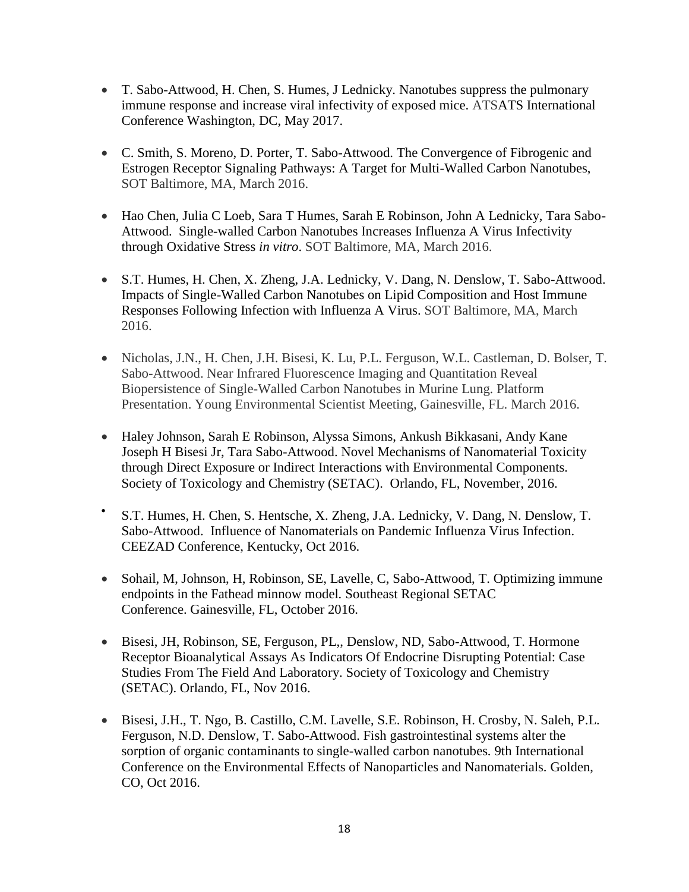- T. Sabo-Attwood, H. Chen, S. Humes, J Lednicky. Nanotubes suppress the pulmonary immune response and increase viral infectivity of exposed mice. ATSATS International Conference Washington, DC, May 2017.

- C. Smith, S. Moreno, D. Porter, T. Sabo-Attwood. The Convergence of Fibrogenic and Estrogen Receptor Signaling Pathways: A Target for Multi-Walled Carbon Nanotubes, SOT Baltimore, MA, March 2016.

- Hao Chen, Julia C Loeb, Sara T Humes, Sarah E Robinson, John A Lednicky, Tara Sabo-Attwood. Single-walled Carbon Nanotubes Increases Influenza A Virus Infectivity through Oxidative Stress *in vitro*. SOT Baltimore, MA, March 2016.

- S.T. Humes, H. Chen, X. Zheng, J.A. Lednicky, V. Dang, N. Denslow, T. Sabo-Attwood. Impacts of Single-Walled Carbon Nanotubes on Lipid Composition and Host Immune Responses Following Infection with Influenza A Virus. SOT Baltimore, MA, March 2016.

- Nicholas, J.N., H. Chen, J.H. Bisesi, K. Lu, P.L. Ferguson, W.L. Castleman, D. Bolser, T. Sabo-Attwood. Near Infrared Fluorescence Imaging and Quantitation Reveal Biopersistence of Single-Walled Carbon Nanotubes in Murine Lung. Platform Presentation. Young Environmental Scientist Meeting, Gainesville, FL. March 2016.

- Haley Johnson, Sarah E Robinson, Alyssa Simons, Ankush Bikkasani, Andy Kane Joseph H Bisesi Jr, Tara Sabo-Attwood. Novel Mechanisms of Nanomaterial Toxicity through Direct Exposure or Indirect Interactions with Environmental Components. Society of Toxicology and Chemistry (SETAC). Orlando, FL, November, 2016.

- S.T. Humes, H. Chen, S. Hentsche, X. Zheng, J.A. Lednicky, V. Dang, N. Denslow, T. Sabo-Attwood. Influence of Nanomaterials on Pandemic Influenza Virus Infection. CEEZAD Conference, Kentucky, Oct 2016.

- Sohail, M, Johnson, H, Robinson, SE, Lavelle, C, Sabo-Attwood, T. Optimizing immune endpoints in the Fathead minnow model. Southeast Regional SETAC Conference. Gainesville, FL, October 2016.

- Bisesi, JH, Robinson, SE, Ferguson, PL,, Denslow, ND, Sabo-Attwood, T. Hormone Receptor Bioanalytical Assays As Indicators Of Endocrine Disrupting Potential: Case Studies From The Field And Laboratory. Society of Toxicology and Chemistry (SETAC). Orlando, FL, Nov 2016.

- Bisesi, J.H., T. Ngo, B. Castillo, C.M. Lavelle, S.E. Robinson, H. Crosby, N. Saleh, P.L. Ferguson, N.D. Denslow, T. Sabo-Attwood. Fish gastrointestinal systems alter the sorption of organic contaminants to single-walled carbon nanotubes. 9th International Conference on the Environmental Effects of Nanoparticles and Nanomaterials. Golden, CO, Oct 2016.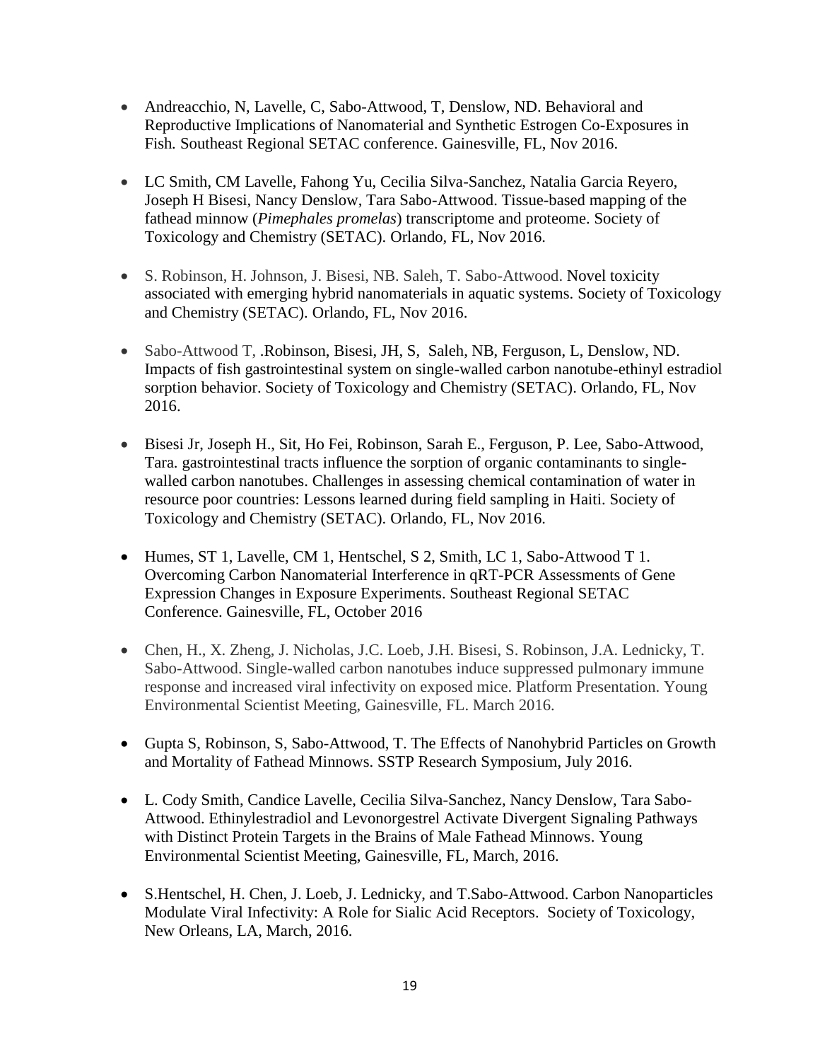- Andreacchio, N, Lavelle, C, Sabo-Attwood, T, Denslow, ND. Behavioral and Reproductive Implications of Nanomaterial and Synthetic Estrogen Co-Exposures in Fish*.* Southeast Regional SETAC conference. Gainesville, FL, Nov 2016.

- LC Smith, CM Lavelle, Fahong Yu, Cecilia Silva-Sanchez, Natalia Garcia Reyero, Joseph H Bisesi, Nancy Denslow, Tara Sabo-Attwood. Tissue-based mapping of the fathead minnow (*Pimephales promelas*) transcriptome and proteome. Society of Toxicology and Chemistry (SETAC). Orlando, FL, Nov 2016.

- S. Robinson, H. Johnson, J. Bisesi, NB. Saleh, T. Sabo-Attwood. Novel toxicity associated with emerging hybrid nanomaterials in aquatic systems. Society of Toxicology and Chemistry (SETAC). Orlando, FL, Nov 2016.

- Sabo-Attwood T, .Robinson, Bisesi, JH, S, Saleh, NB, Ferguson, L, Denslow, ND. Impacts of fish gastrointestinal system on single-walled carbon nanotube-ethinyl estradiol sorption behavior. Society of Toxicology and Chemistry (SETAC). Orlando, FL, Nov 2016.

- Bisesi Jr, Joseph H., Sit, Ho Fei, Robinson, Sarah E., Ferguson, P. Lee, Sabo-Attwood, Tara. gastrointestinal tracts influence the sorption of organic contaminants to single-walled carbon nanotubes. Challenges in assessing chemical contamination of water in resource poor countries: Lessons learned during field sampling in Haiti. Society of Toxicology and Chemistry (SETAC). Orlando, FL, Nov 2016.

- Humes, ST 1, Lavelle, CM 1, Hentschel, S 2, Smith, LC 1, Sabo-Attwood T 1. Overcoming Carbon Nanomaterial Interference in qRT-PCR Assessments of Gene Expression Changes in Exposure Experiments. Southeast Regional SETAC Conference. Gainesville, FL, October 2016

- Chen, H., X. Zheng, J. Nicholas, J.C. Loeb, J.H. Bisesi, S. Robinson, J.A. Lednicky, T. Sabo-Attwood. Single-walled carbon nanotubes induce suppressed pulmonary immune response and increased viral infectivity on exposed mice. Platform Presentation. Young Environmental Scientist Meeting, Gainesville, FL. March 2016.

- Gupta S, Robinson, S, Sabo-Attwood, T. The Effects of Nanohybrid Particles on Growth and Mortality of Fathead Minnows. SSTP Research Symposium, July 2016.

- L. Cody Smith, Candice Lavelle, Cecilia Silva-Sanchez, Nancy Denslow, Tara Sabo-Attwood. Ethinylestradiol and Levonorgestrel Activate Divergent Signaling Pathways with Distinct Protein Targets in the Brains of Male Fathead Minnows. Young Environmental Scientist Meeting, Gainesville, FL, March, 2016.

- S.Hentschel, H. Chen, J. Loeb, J. Lednicky, and T.Sabo-Attwood. Carbon Nanoparticles Modulate Viral Infectivity: A Role for Sialic Acid Receptors. Society of Toxicology, New Orleans, LA, March, 2016.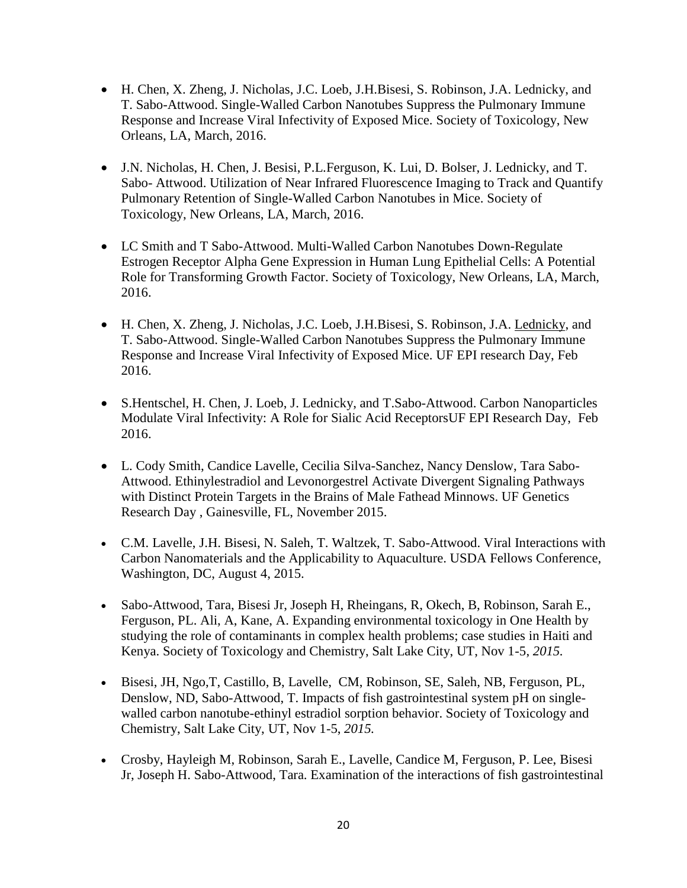- H. Chen, X. Zheng, J. Nicholas, J.C. Loeb, J.H.Bisesi, S. Robinson, J.A. Lednicky, and T. Sabo-Attwood. Single-Walled Carbon Nanotubes Suppress the Pulmonary Immune Response and Increase Viral Infectivity of Exposed Mice. Society of Toxicology, New Orleans, LA, March, 2016.

- J.N. Nicholas, H. Chen, J. Besisi, P.L.Ferguson, K. Lui, D. Bolser, J. Lednicky, and T. Sabo- Attwood. Utilization of Near Infrared Fluorescence Imaging to Track and Quantify Pulmonary Retention of Single-Walled Carbon Nanotubes in Mice. Society of Toxicology, New Orleans, LA, March, 2016.

- LC Smith and T Sabo-Attwood. Multi-Walled Carbon Nanotubes Down-Regulate Estrogen Receptor Alpha Gene Expression in Human Lung Epithelial Cells: A Potential Role for Transforming Growth Factor. Society of Toxicology, New Orleans, LA, March, 2016.

- H. Chen, X. Zheng, J. Nicholas, J.C. Loeb, J.H.Bisesi, S. Robinson, J.A. Lednicky, and T. Sabo-Attwood. Single-Walled Carbon Nanotubes Suppress the Pulmonary Immune Response and Increase Viral Infectivity of Exposed Mice. UF EPI research Day, Feb 2016.

- S.Hentschel, H. Chen, J. Loeb, J. Lednicky, and T.Sabo-Attwood. Carbon Nanoparticles Modulate Viral Infectivity: A Role for Sialic Acid ReceptorsUF EPI Research Day, Feb 2016.

- L. Cody Smith, Candice Lavelle, Cecilia Silva-Sanchez, Nancy Denslow, Tara Sabo-Attwood. Ethinylestradiol and Levonorgestrel Activate Divergent Signaling Pathways with Distinct Protein Targets in the Brains of Male Fathead Minnows. UF Genetics Research Day , Gainesville, FL, November 2015.

- C.M. Lavelle, J.H. Bisesi, N. Saleh, T. Waltzek, T. Sabo-Attwood. Viral Interactions with Carbon Nanomaterials and the Applicability to Aquaculture. USDA Fellows Conference, Washington, DC, August 4, 2015.

- Sabo-Attwood, Tara, Bisesi Jr, Joseph H, Rheingans, R, Okech, B, Robinson, Sarah E., Ferguson, PL. Ali, A, Kane, A. Expanding environmental toxicology in One Health by studying the role of contaminants in complex health problems; case studies in Haiti and Kenya. Society of Toxicology and Chemistry, Salt Lake City, UT, Nov 1-5, *2015.*

- Bisesi, JH, Ngo,T, Castillo, B, Lavelle, CM, Robinson, SE, Saleh, NB, Ferguson, PL, Denslow, ND, Sabo-Attwood, T. Impacts of fish gastrointestinal system pH on single-walled carbon nanotube-ethinyl estradiol sorption behavior. Society of Toxicology and Chemistry, Salt Lake City, UT, Nov 1-5, *2015.*

- Crosby, Hayleigh M, Robinson, Sarah E., Lavelle, Candice M, Ferguson, P. Lee, Bisesi Jr, Joseph H. Sabo-Attwood, Tara. Examination of the interactions of fish gastrointestinal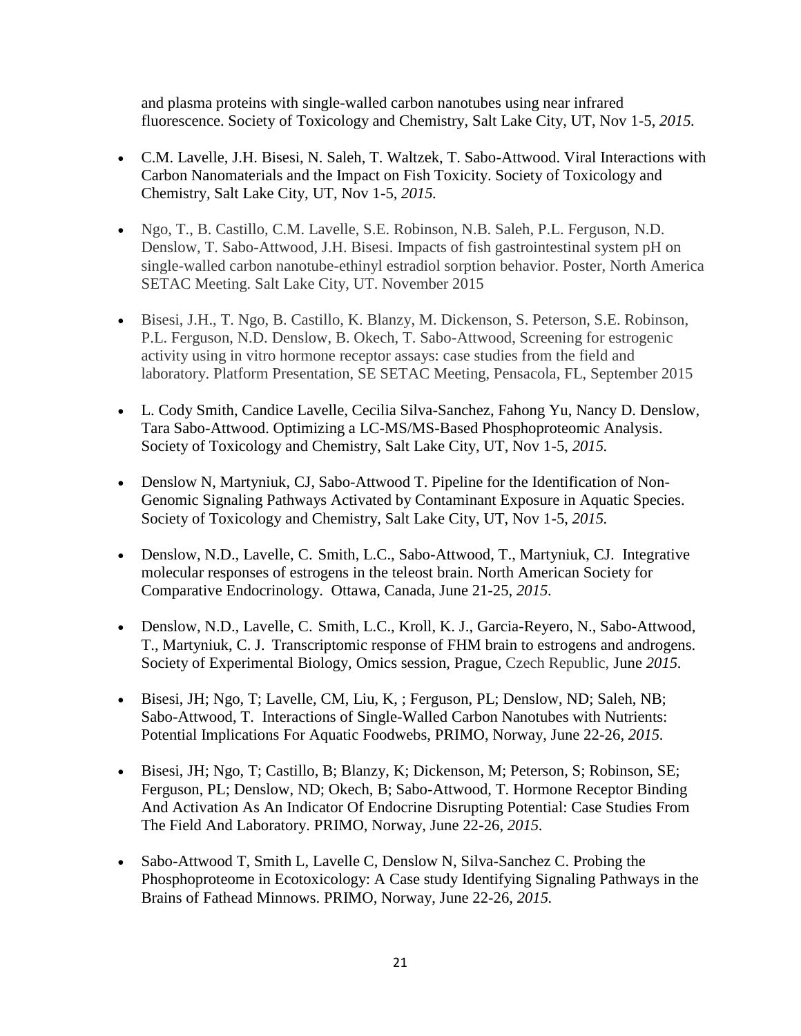and plasma proteins with single-walled carbon nanotubes using near infrared fluorescence. Society of Toxicology and Chemistry, Salt Lake City, UT, Nov 1-5, *2015.*

- C.M. Lavelle, J.H. Bisesi, N. Saleh, T. Waltzek, T. Sabo-Attwood. Viral Interactions with Carbon Nanomaterials and the Impact on Fish Toxicity. Society of Toxicology and Chemistry, Salt Lake City, UT, Nov 1-5, *2015.*

- Ngo, T., B. Castillo, C.M. Lavelle, S.E. Robinson, N.B. Saleh, P.L. Ferguson, N.D. Denslow, T. Sabo-Attwood, J.H. Bisesi. Impacts of fish gastrointestinal system pH on single-walled carbon nanotube-ethinyl estradiol sorption behavior. Poster, North America SETAC Meeting. Salt Lake City, UT. November 2015

- Bisesi, J.H., T. Ngo, B. Castillo, K. Blanzy, M. Dickenson, S. Peterson, S.E. Robinson, P.L. Ferguson, N.D. Denslow, B. Okech, T. Sabo-Attwood, Screening for estrogenic activity using in vitro hormone receptor assays: case studies from the field and laboratory. Platform Presentation, SE SETAC Meeting, Pensacola, FL, September 2015

- L. Cody Smith, Candice Lavelle, Cecilia Silva-Sanchez, Fahong Yu, Nancy D. Denslow, Tara Sabo-Attwood. Optimizing a LC-MS/MS-Based Phosphoproteomic Analysis. Society of Toxicology and Chemistry, Salt Lake City, UT, Nov 1-5, *2015.*

- Denslow N, Martyniuk, CJ, Sabo-Attwood T. Pipeline for the Identification of Non-Genomic Signaling Pathways Activated by Contaminant Exposure in Aquatic Species. Society of Toxicology and Chemistry, Salt Lake City, UT, Nov 1-5, *2015.*

- Denslow, N.D., Lavelle, C. Smith, L.C., Sabo-Attwood, T., Martyniuk, CJ. Integrative molecular responses of estrogens in the teleost brain. North American Society for Comparative Endocrinology. Ottawa, Canada, June 21-25, *2015.*

- Denslow, N.D., Lavelle, C. Smith, L.C., Kroll, K. J., Garcia-Reyero, N., Sabo-Attwood, T., Martyniuk, C. J. Transcriptomic response of FHM brain to estrogens and androgens. Society of Experimental Biology, Omics session, Prague, Czech Republic, June *2015.*

- Bisesi, JH; Ngo, T; Lavelle, CM, Liu, K, ; Ferguson, PL; Denslow, ND; Saleh, NB; Sabo-Attwood, T. Interactions of Single-Walled Carbon Nanotubes with Nutrients: Potential Implications For Aquatic Foodwebs, PRIMO, Norway, June 22-26, *2015.*

- Bisesi, JH; Ngo, T; Castillo, B; Blanzy, K; Dickenson, M; Peterson, S; Robinson, SE; Ferguson, PL; Denslow, ND; Okech, B; Sabo-Attwood, T. Hormone Receptor Binding And Activation As An Indicator Of Endocrine Disrupting Potential: Case Studies From The Field And Laboratory. PRIMO, Norway, June 22-26, *2015.*

- Sabo-Attwood T, Smith L, Lavelle C, Denslow N, Silva-Sanchez C. Probing the Phosphoproteome in Ecotoxicology: A Case study Identifying Signaling Pathways in the Brains of Fathead Minnows. PRIMO, Norway, June 22-26, *2015.*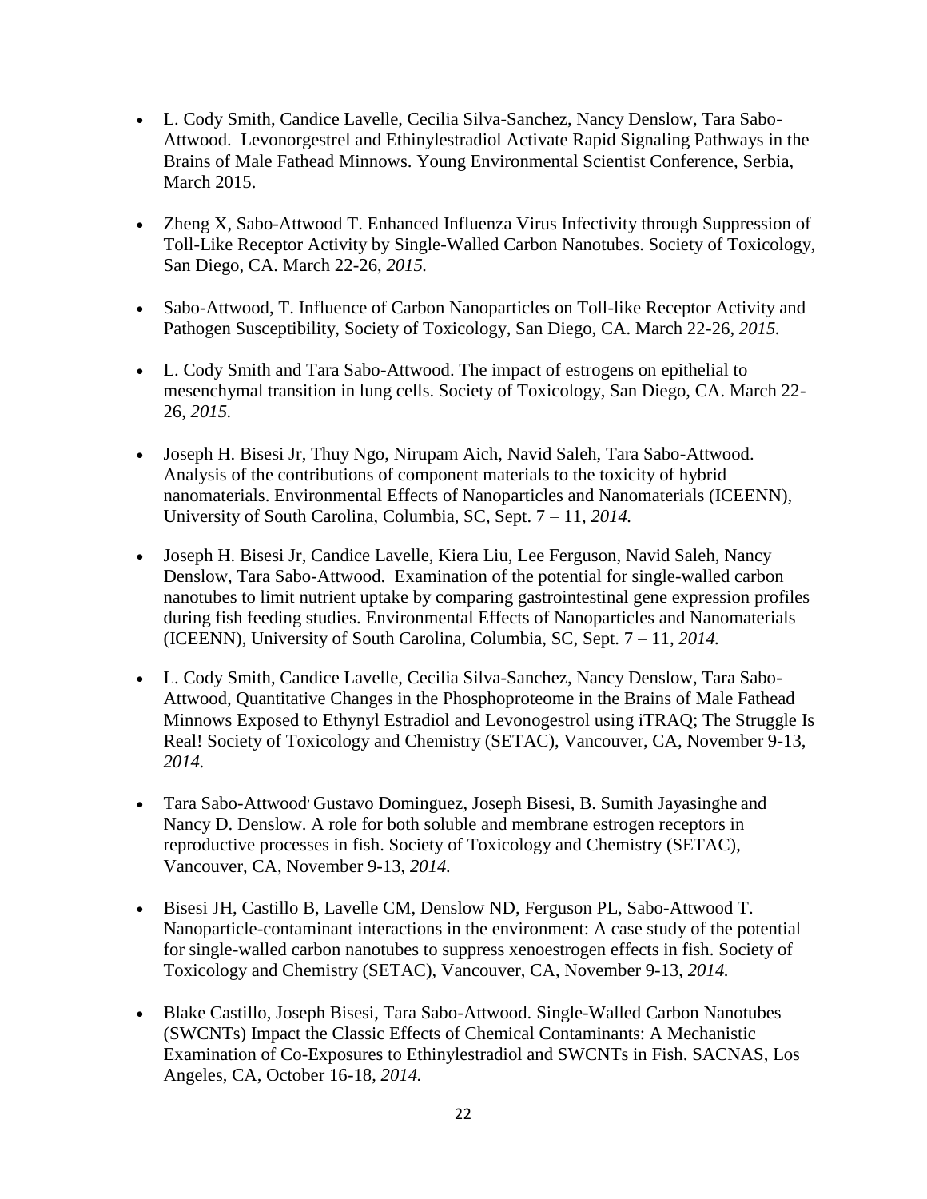- L. Cody Smith, Candice Lavelle, Cecilia Silva-Sanchez, Nancy Denslow, Tara Sabo-Attwood. Levonorgestrel and Ethinylestradiol Activate Rapid Signaling Pathways in the Brains of Male Fathead Minnows. Young Environmental Scientist Conference, Serbia, March 2015.

- Zheng X, Sabo-Attwood T. Enhanced Influenza Virus Infectivity through Suppression of Toll-Like Receptor Activity by Single-Walled Carbon Nanotubes. Society of Toxicology, San Diego, CA. March 22-26, *2015.*

- Sabo-Attwood, T. Influence of Carbon Nanoparticles on Toll-like Receptor Activity and Pathogen Susceptibility, Society of Toxicology, San Diego, CA. March 22-26, *2015.*

- L. Cody Smith and Tara Sabo-Attwood. The impact of estrogens on epithelial to mesenchymal transition in lung cells. Society of Toxicology, San Diego, CA. March 22-26, *2015.*

- Joseph H. Bisesi Jr, Thuy Ngo, Nirupam Aich, Navid Saleh, Tara Sabo-Attwood. Analysis of the contributions of component materials to the toxicity of hybrid nanomaterials. Environmental Effects of Nanoparticles and Nanomaterials (ICEENN), University of South Carolina, Columbia, SC, Sept. 7 – 11, *2014.*

- Joseph H. Bisesi Jr, Candice Lavelle, Kiera Liu, Lee Ferguson, Navid Saleh, Nancy Denslow, Tara Sabo-Attwood. Examination of the potential for single-walled carbon nanotubes to limit nutrient uptake by comparing gastrointestinal gene expression profiles during fish feeding studies. Environmental Effects of Nanoparticles and Nanomaterials (ICEENN), University of South Carolina, Columbia, SC, Sept. 7 – 11, *2014.*

- L. Cody Smith, Candice Lavelle, Cecilia Silva-Sanchez, Nancy Denslow, Tara Sabo-Attwood, Quantitative Changes in the Phosphoproteome in the Brains of Male Fathead Minnows Exposed to Ethynyl Estradiol and Levonogestrol using iTRAQ; The Struggle Is Real! Society of Toxicology and Chemistry (SETAC), Vancouver, CA, November 9-13, *2014.*

- Tara Sabo-Attwood, Gustavo Dominguez, Joseph Bisesi, B. Sumith Jayasinghe and Nancy D. Denslow. A role for both soluble and membrane estrogen receptors in reproductive processes in fish. Society of Toxicology and Chemistry (SETAC), Vancouver, CA, November 9-13, *2014.*

- Bisesi JH, Castillo B, Lavelle CM, Denslow ND, Ferguson PL, Sabo-Attwood T. Nanoparticle-contaminant interactions in the environment: A case study of the potential for single-walled carbon nanotubes to suppress xenoestrogen effects in fish. Society of Toxicology and Chemistry (SETAC), Vancouver, CA, November 9-13, *2014.*

- Blake Castillo, Joseph Bisesi, Tara Sabo-Attwood. Single-Walled Carbon Nanotubes (SWCNTs) Impact the Classic Effects of Chemical Contaminants: A Mechanistic Examination of Co-Exposures to Ethinylestradiol and SWCNTs in Fish. SACNAS, Los Angeles, CA, October 16-18, *2014.*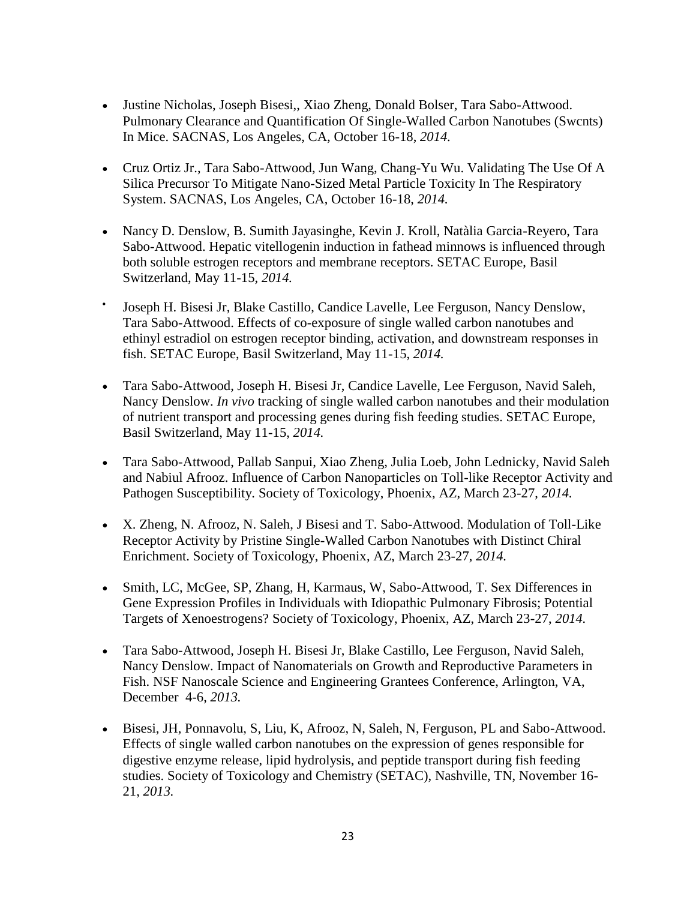- Justine Nicholas, Joseph Bisesi,, Xiao Zheng, Donald Bolser, Tara Sabo-Attwood. Pulmonary Clearance and Quantification Of Single-Walled Carbon Nanotubes (Swcnts) In Mice. SACNAS, Los Angeles, CA, October 16-18, *2014.*

- Cruz Ortiz Jr., Tara Sabo-Attwood, Jun Wang, Chang-Yu Wu. Validating The Use Of A Silica Precursor To Mitigate Nano-Sized Metal Particle Toxicity In The Respiratory System. SACNAS, Los Angeles, CA, October 16-18, *2014.*

- Nancy D. Denslow, B. Sumith Jayasinghe, Kevin J. Kroll, Natàlia Garcia-Reyero, Tara Sabo-Attwood. Hepatic vitellogenin induction in fathead minnows is influenced through both soluble estrogen receptors and membrane receptors. SETAC Europe, Basil Switzerland, May 11-15, *2014.*

- Joseph H. Bisesi Jr, Blake Castillo, Candice Lavelle, Lee Ferguson, Nancy Denslow, Tara Sabo-Attwood. Effects of co-exposure of single walled carbon nanotubes and ethinyl estradiol on estrogen receptor binding, activation, and downstream responses in fish. SETAC Europe, Basil Switzerland, May 11-15, *2014.*

- Tara Sabo-Attwood, Joseph H. Bisesi Jr, Candice Lavelle, Lee Ferguson, Navid Saleh, Nancy Denslow. *In vivo* tracking of single walled carbon nanotubes and their modulation of nutrient transport and processing genes during fish feeding studies. SETAC Europe, Basil Switzerland, May 11-15, *2014.*

- Tara Sabo-Attwood, Pallab Sanpui, Xiao Zheng, Julia Loeb, John Lednicky, Navid Saleh and Nabiul Afrooz. Influence of Carbon Nanoparticles on Toll-like Receptor Activity and Pathogen Susceptibility. Society of Toxicology, Phoenix, AZ, March 23-27, *2014.*

- X. Zheng, N. Afrooz, N. Saleh, J Bisesi and T. Sabo-Attwood. Modulation of Toll-Like Receptor Activity by Pristine Single-Walled Carbon Nanotubes with Distinct Chiral Enrichment. Society of Toxicology, Phoenix, AZ, March 23-27, *2014.*

- Smith, LC, McGee, SP, Zhang, H, Karmaus, W, Sabo-Attwood, T. Sex Differences in Gene Expression Profiles in Individuals with Idiopathic Pulmonary Fibrosis; Potential Targets of Xenoestrogens? Society of Toxicology, Phoenix, AZ, March 23-27, *2014.*

- Tara Sabo-Attwood, Joseph H. Bisesi Jr, Blake Castillo, Lee Ferguson, Navid Saleh, Nancy Denslow. Impact of Nanomaterials on Growth and Reproductive Parameters in Fish. NSF Nanoscale Science and Engineering Grantees Conference, Arlington, VA, December 4-6, *2013.*

- Bisesi, JH, Ponnavolu, S, Liu, K, Afrooz, N, Saleh, N, Ferguson, PL and Sabo-Attwood. Effects of single walled carbon nanotubes on the expression of genes responsible for digestive enzyme release, lipid hydrolysis, and peptide transport during fish feeding studies. Society of Toxicology and Chemistry (SETAC), Nashville, TN, November 16-21, *2013.*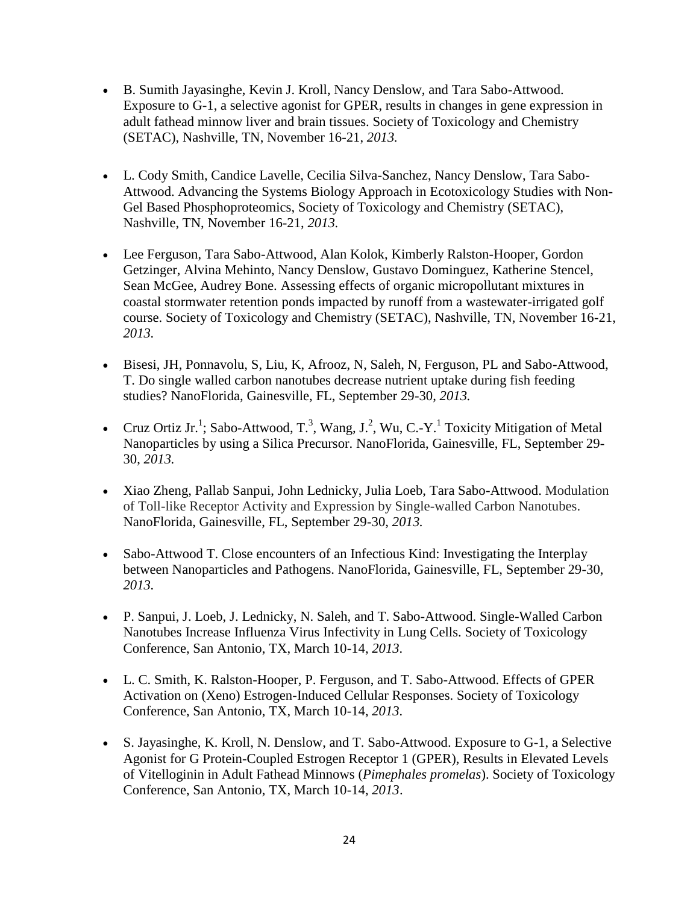- B. Sumith Jayasinghe, Kevin J. Kroll, Nancy Denslow, and Tara Sabo-Attwood. Exposure to G-1, a selective agonist for GPER, results in changes in gene expression in adult fathead minnow liver and brain tissues. Society of Toxicology and Chemistry (SETAC), Nashville, TN, November 16-21, *2013.*

- L. Cody Smith, Candice Lavelle, Cecilia Silva-Sanchez, Nancy Denslow, Tara Sabo-Attwood. Advancing the Systems Biology Approach in Ecotoxicology Studies with Non-Gel Based Phosphoproteomics, Society of Toxicology and Chemistry (SETAC), Nashville, TN, November 16-21, *2013.*

- Lee Ferguson, Tara Sabo-Attwood, Alan Kolok, Kimberly Ralston-Hooper, Gordon Getzinger, Alvina Mehinto, Nancy Denslow, Gustavo Dominguez, Katherine Stencel, Sean McGee, Audrey Bone. Assessing effects of organic micropollutant mixtures in coastal stormwater retention ponds impacted by runoff from a wastewater-irrigated golf course. Society of Toxicology and Chemistry (SETAC), Nashville, TN, November 16-21, *2013.*

- Bisesi, JH, Ponnavolu, S, Liu, K, Afrooz, N, Saleh, N, Ferguson, PL and Sabo-Attwood, T. Do single walled carbon nanotubes decrease nutrient uptake during fish feeding studies? NanoFlorida, Gainesville, FL, September 29-30, *2013.*

- Cruz Ortiz Jr.[1]; Sabo-Attwood, T.[3], Wang, J.[2], Wu, C.-Y.[1] Toxicity Mitigation of Metal Nanoparticles by using a Silica Precursor. NanoFlorida, Gainesville, FL, September 29-30, *2013.*

- Xiao Zheng, Pallab Sanpui, John Lednicky, Julia Loeb, Tara Sabo-Attwood. Modulation of Toll-like Receptor Activity and Expression by Single-walled Carbon Nanotubes. NanoFlorida, Gainesville, FL, September 29-30, *2013.*

- Sabo-Attwood T. Close encounters of an Infectious Kind: Investigating the Interplay between Nanoparticles and Pathogens. NanoFlorida, Gainesville, FL, September 29-30, *2013.*

- P. Sanpui, J. Loeb, J. Lednicky, N. Saleh, and T. Sabo-Attwood. Single-Walled Carbon Nanotubes Increase Influenza Virus Infectivity in Lung Cells. Society of Toxicology Conference, San Antonio, TX, March 10-14, *2013*.

- L. C. Smith, K. Ralston-Hooper, P. Ferguson, and T. Sabo-Attwood. Effects of GPER Activation on (Xeno) Estrogen-Induced Cellular Responses. Society of Toxicology Conference, San Antonio, TX, March 10-14, *2013*.

- S. Jayasinghe, K. Kroll, N. Denslow, and T. Sabo-Attwood. Exposure to G-1, a Selective Agonist for G Protein-Coupled Estrogen Receptor 1 (GPER), Results in Elevated Levels of Vitelloginin in Adult Fathead Minnows (*Pimephales promelas*). Society of Toxicology Conference, San Antonio, TX, March 10-14, *2013*.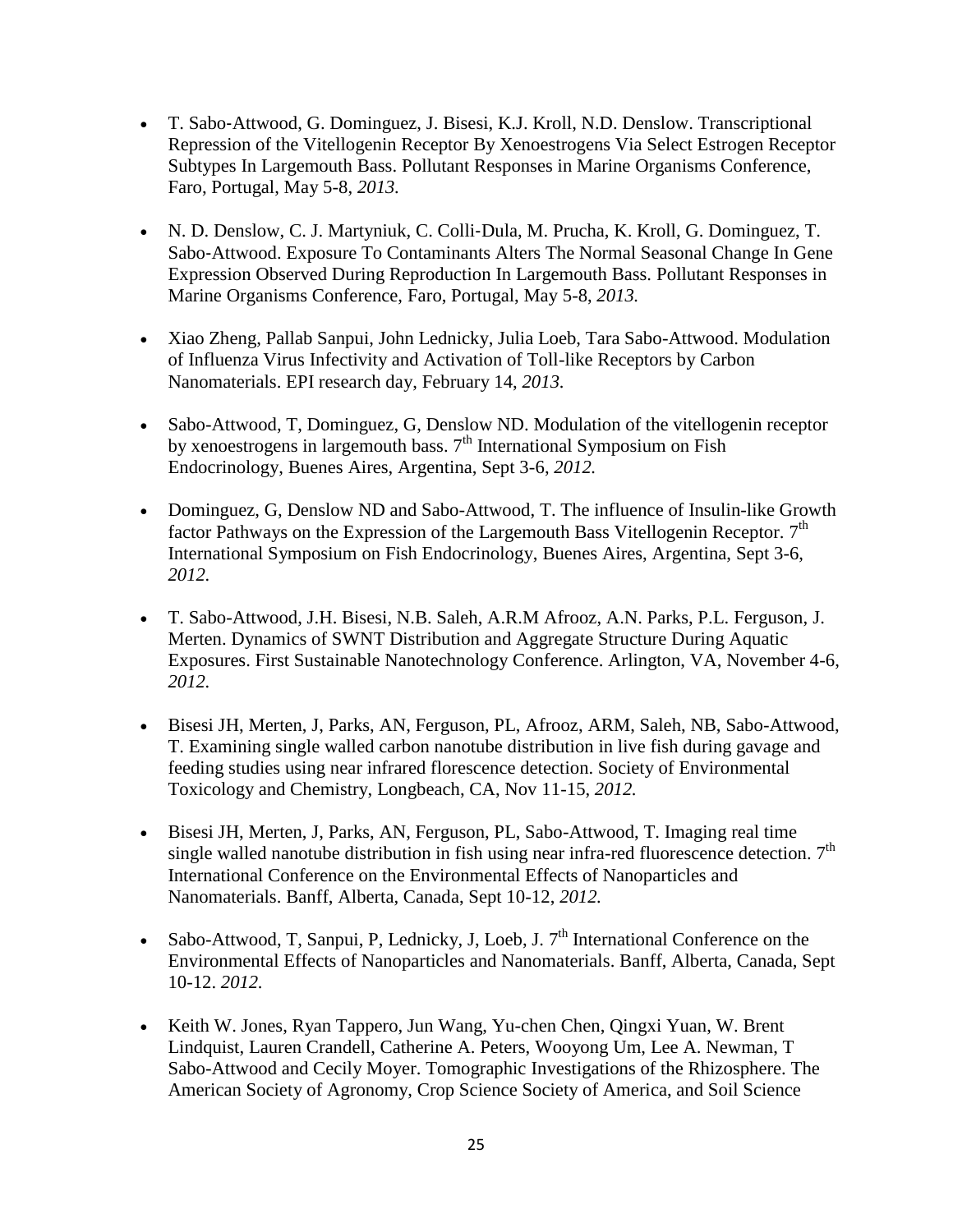- T. Sabo-Attwood, G. Dominguez, J. Bisesi, K.J. Kroll, N.D. Denslow. Transcriptional Repression of the Vitellogenin Receptor By Xenoestrogens Via Select Estrogen Receptor Subtypes In Largemouth Bass. Pollutant Responses in Marine Organisms Conference, Faro, Portugal, May 5-8, *2013.*

- N. D. Denslow, C. J. Martyniuk, C. Colli-Dula, M. Prucha, K. Kroll, G. Dominguez, T. Sabo-Attwood. Exposure To Contaminants Alters The Normal Seasonal Change In Gene Expression Observed During Reproduction In Largemouth Bass. Pollutant Responses in Marine Organisms Conference, Faro, Portugal, May 5-8, *2013.*

- Xiao Zheng, Pallab Sanpui, John Lednicky, Julia Loeb, Tara Sabo-Attwood. Modulation of Influenza Virus Infectivity and Activation of Toll-like Receptors by Carbon Nanomaterials. EPI research day, February 14, *2013.*

- Sabo-Attwood, T, Dominguez, G, Denslow ND. Modulation of the vitellogenin receptor by xenoestrogens in largemouth bass. 7th International Symposium on Fish Endocrinology, Buenes Aires, Argentina, Sept 3-6, *2012.*

- Dominguez, G, Denslow ND and Sabo-Attwood, T. The influence of Insulin-like Growth factor Pathways on the Expression of the Largemouth Bass Vitellogenin Receptor. 7th International Symposium on Fish Endocrinology, Buenes Aires, Argentina, Sept 3-6, *2012.*

- T. Sabo-Attwood, J.H. Bisesi, N.B. Saleh, A.R.M Afrooz, A.N. Parks, P.L. Ferguson, J. Merten. Dynamics of SWNT Distribution and Aggregate Structure During Aquatic Exposures. First Sustainable Nanotechnology Conference. Arlington, VA, November 4-6, *2012.*

- Bisesi JH, Merten, J, Parks, AN, Ferguson, PL, Afrooz, ARM, Saleh, NB, Sabo-Attwood, T. Examining single walled carbon nanotube distribution in live fish during gavage and feeding studies using near infrared florescence detection. Society of Environmental Toxicology and Chemistry, Longbeach, CA, Nov 11-15, *2012.*

- Bisesi JH, Merten, J, Parks, AN, Ferguson, PL, Sabo-Attwood, T. Imaging real time single walled nanotube distribution in fish using near infra-red fluorescence detection. 7th International Conference on the Environmental Effects of Nanoparticles and Nanomaterials. Banff, Alberta, Canada, Sept 10-12, *2012.*

- Sabo-Attwood, T, Sanpui, P, Lednicky, J, Loeb, J. 7th International Conference on the Environmental Effects of Nanoparticles and Nanomaterials. Banff, Alberta, Canada, Sept 10-12. *2012.*

- Keith W. Jones, Ryan Tappero, Jun Wang, Yu-chen Chen, Qingxi Yuan, W. Brent Lindquist, Lauren Crandell, Catherine A. Peters, Wooyong Um, Lee A. Newman, T Sabo-Attwood and Cecily Moyer. Tomographic Investigations of the Rhizosphere. The American Society of Agronomy, Crop Science Society of America, and Soil Science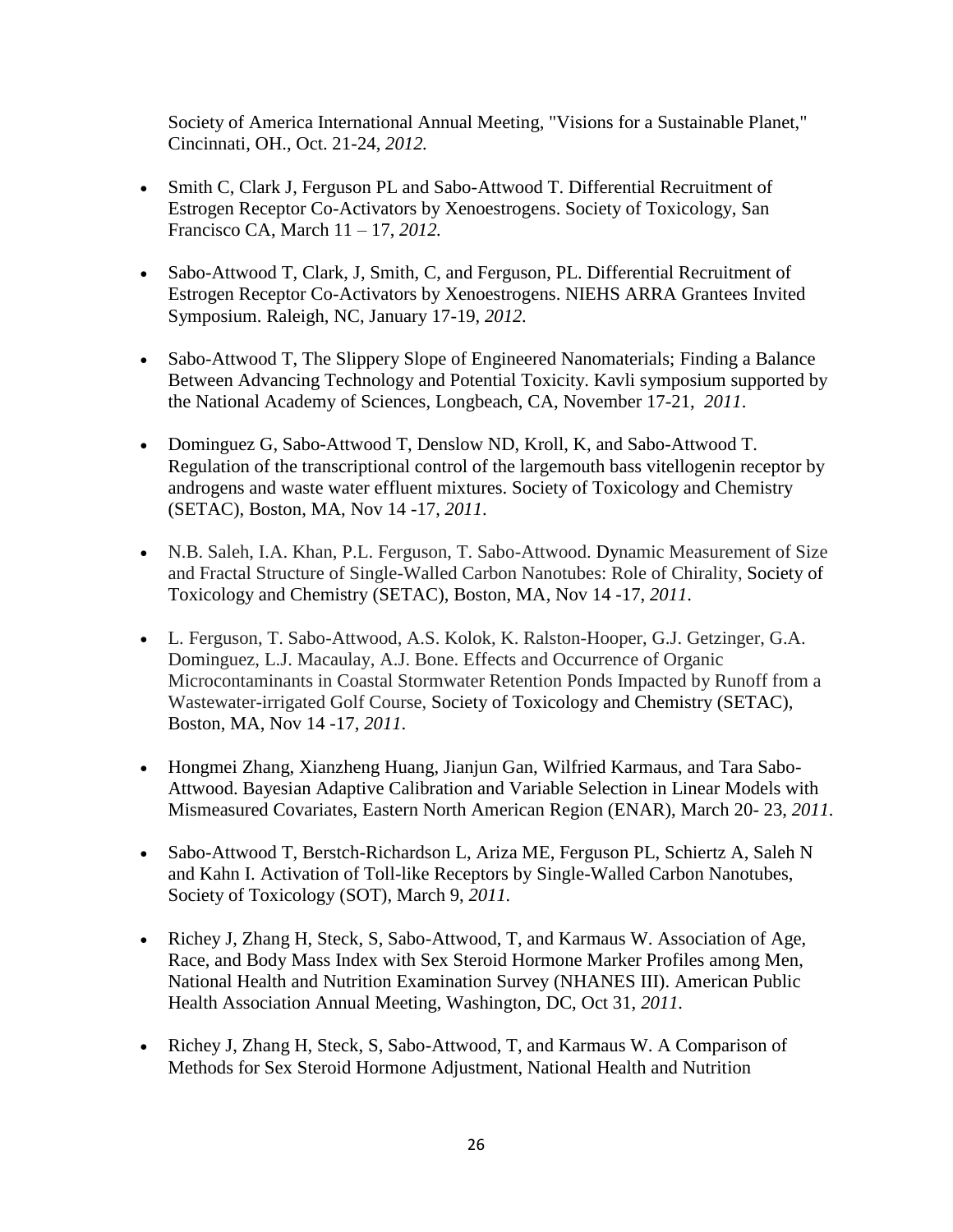Society of America International Annual Meeting, "Visions for a Sustainable Planet," Cincinnati, OH., Oct. 21-24, *2012.*

- Smith C, Clark J, Ferguson PL and Sabo-Attwood T. Differential Recruitment of Estrogen Receptor Co-Activators by Xenoestrogens. Society of Toxicology, San Francisco CA, March 11 – 17, *2012.*

- Sabo-Attwood T, Clark, J, Smith, C, and Ferguson, PL. Differential Recruitment of Estrogen Receptor Co-Activators by Xenoestrogens. NIEHS ARRA Grantees Invited Symposium. Raleigh, NC, January 17-19, *2012*.

- Sabo-Attwood T, The Slippery Slope of Engineered Nanomaterials; Finding a Balance Between Advancing Technology and Potential Toxicity. Kavli symposium supported by the National Academy of Sciences, Longbeach, CA, November 17-21, *2011*.

- Dominguez G, Sabo-Attwood T, Denslow ND, Kroll, K, and Sabo-Attwood T. Regulation of the transcriptional control of the largemouth bass vitellogenin receptor by androgens and waste water effluent mixtures. Society of Toxicology and Chemistry (SETAC), Boston, MA, Nov 14 -17, *2011*.

- N.B. Saleh, I.A. Khan, P.L. Ferguson, T. Sabo-Attwood. Dynamic Measurement of Size and Fractal Structure of Single-Walled Carbon Nanotubes: Role of Chirality, Society of Toxicology and Chemistry (SETAC), Boston, MA, Nov 14 -17, *2011*.

- L. Ferguson, T. Sabo-Attwood, A.S. Kolok, K. Ralston-Hooper, G.J. Getzinger, G.A. Dominguez, L.J. Macaulay, A.J. Bone. Effects and Occurrence of Organic Microcontaminants in Coastal Stormwater Retention Ponds Impacted by Runoff from a Wastewater-irrigated Golf Course, Society of Toxicology and Chemistry (SETAC), Boston, MA, Nov 14 -17, *2011*.

- Hongmei Zhang, Xianzheng Huang, Jianjun Gan, Wilfried Karmaus, and Tara Sabo-Attwood. Bayesian Adaptive Calibration and Variable Selection in Linear Models with Mismeasured Covariates, Eastern North American Region (ENAR), March 20- 23, *2011*.

- Sabo-Attwood T, Berstch-Richardson L, Ariza ME, Ferguson PL, Schiertz A, Saleh N and Kahn I. Activation of Toll-like Receptors by Single-Walled Carbon Nanotubes, Society of Toxicology (SOT), March 9, *2011.*

- Richey J, Zhang H, Steck, S, Sabo-Attwood, T, and Karmaus W. Association of Age, Race, and Body Mass Index with Sex Steroid Hormone Marker Profiles among Men, National Health and Nutrition Examination Survey (NHANES III). American Public Health Association Annual Meeting, Washington, DC, Oct 31, *2011.*

- Richey J, Zhang H, Steck, S, Sabo-Attwood, T, and Karmaus W. A Comparison of Methods for Sex Steroid Hormone Adjustment, National Health and Nutrition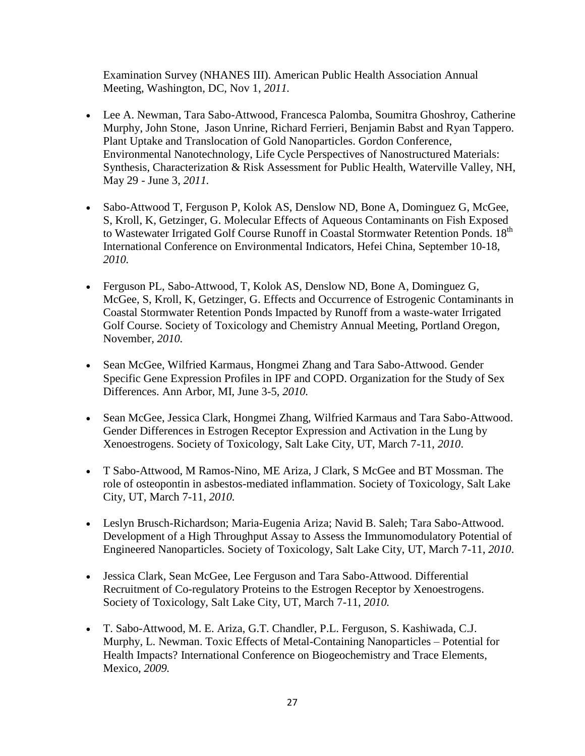Examination Survey (NHANES III). American Public Health Association Annual Meeting, Washington, DC, Nov 1, *2011.*

- Lee A. Newman, Tara Sabo-Attwood, Francesca Palomba, Soumitra Ghoshroy, Catherine Murphy, John Stone, Jason Unrine, Richard Ferrieri, Benjamin Babst and Ryan Tappero. Plant Uptake and Translocation of Gold Nanoparticles. Gordon Conference, Environmental Nanotechnology, Life Cycle Perspectives of Nanostructured Materials: Synthesis, Characterization & Risk Assessment for Public Health, Waterville Valley, NH, May 29 - June 3, *2011.*

- Sabo-Attwood T, Ferguson P, Kolok AS, Denslow ND, Bone A, Dominguez G, McGee, S, Kroll, K, Getzinger, G. Molecular Effects of Aqueous Contaminants on Fish Exposed to Wastewater Irrigated Golf Course Runoff in Coastal Stormwater Retention Ponds. 18$^{th}$ International Conference on Environmental Indicators, Hefei China, September 10-18, *2010.*

- Ferguson PL, Sabo-Attwood, T, Kolok AS, Denslow ND, Bone A, Dominguez G, McGee, S, Kroll, K, Getzinger, G. Effects and Occurrence of Estrogenic Contaminants in Coastal Stormwater Retention Ponds Impacted by Runoff from a waste-water Irrigated Golf Course. Society of Toxicology and Chemistry Annual Meeting, Portland Oregon, November, *2010.*

- Sean McGee, Wilfried Karmaus, Hongmei Zhang and Tara Sabo-Attwood. Gender Specific Gene Expression Profiles in IPF and COPD. Organization for the Study of Sex Differences. Ann Arbor, MI, June 3-5, *2010.*

- Sean McGee, Jessica Clark, Hongmei Zhang, Wilfried Karmaus and Tara Sabo-Attwood. Gender Differences in Estrogen Receptor Expression and Activation in the Lung by Xenoestrogens. Society of Toxicology, Salt Lake City, UT, March 7-11, *2010*.

- T Sabo-Attwood, M Ramos-Nino, ME Ariza, J Clark, S McGee and BT Mossman. The role of osteopontin in asbestos-mediated inflammation. Society of Toxicology, Salt Lake City, UT, March 7-11, *2010.*

- Leslyn Brusch-Richardson; Maria-Eugenia Ariza; Navid B. Saleh; Tara Sabo-Attwood. Development of a High Throughput Assay to Assess the Immunomodulatory Potential of Engineered Nanoparticles. Society of Toxicology, Salt Lake City, UT, March 7-11, *2010*.

- Jessica Clark, Sean McGee, Lee Ferguson and Tara Sabo-Attwood. Differential Recruitment of Co-regulatory Proteins to the Estrogen Receptor by Xenoestrogens. Society of Toxicology, Salt Lake City, UT, March 7-11, *2010.*

- T. Sabo-Attwood, M. E. Ariza, G.T. Chandler, P.L. Ferguson, S. Kashiwada, C.J. Murphy, L. Newman. Toxic Effects of Metal-Containing Nanoparticles – Potential for Health Impacts? International Conference on Biogeochemistry and Trace Elements, Mexico, *2009.*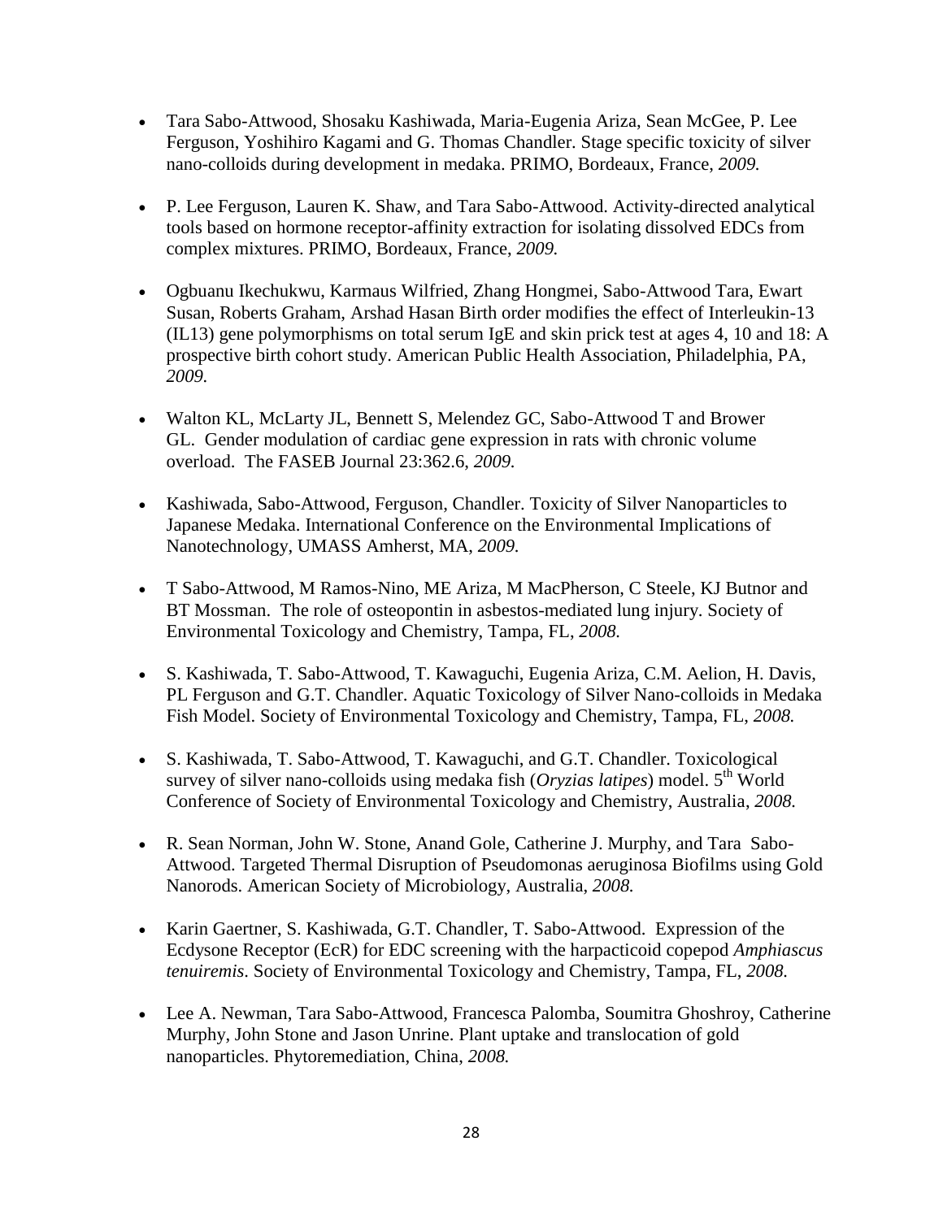- Tara Sabo-Attwood, Shosaku Kashiwada, Maria-Eugenia Ariza, Sean McGee, P. Lee Ferguson, Yoshihiro Kagami and G. Thomas Chandler. Stage specific toxicity of silver nano-colloids during development in medaka. PRIMO, Bordeaux, France, *2009.*

- P. Lee Ferguson, Lauren K. Shaw, and Tara Sabo-Attwood. Activity-directed analytical tools based on hormone receptor-affinity extraction for isolating dissolved EDCs from complex mixtures. PRIMO, Bordeaux, France, *2009.*

- Ogbuanu Ikechukwu, Karmaus Wilfried, Zhang Hongmei, Sabo-Attwood Tara, Ewart Susan, Roberts Graham, Arshad Hasan Birth order modifies the effect of Interleukin-13 (IL13) gene polymorphisms on total serum IgE and skin prick test at ages 4, 10 and 18: A prospective birth cohort study. American Public Health Association, Philadelphia, PA, *2009.*

- Walton KL, McLarty JL, Bennett S, Melendez GC, Sabo-Attwood T and Brower GL. Gender modulation of cardiac gene expression in rats with chronic volume overload. The FASEB Journal 23:362.6, *2009.*

- Kashiwada, Sabo-Attwood, Ferguson, Chandler. Toxicity of Silver Nanoparticles to Japanese Medaka. International Conference on the Environmental Implications of Nanotechnology, UMASS Amherst, MA, *2009.*

- T Sabo-Attwood, M Ramos-Nino, ME Ariza, M MacPherson, C Steele, KJ Butnor and BT Mossman. The role of osteopontin in asbestos-mediated lung injury. Society of Environmental Toxicology and Chemistry, Tampa, FL, *2008.*

- S. Kashiwada, T. Sabo-Attwood, T. Kawaguchi, Eugenia Ariza, C.M. Aelion, H. Davis, PL Ferguson and G.T. Chandler. Aquatic Toxicology of Silver Nano-colloids in Medaka Fish Model. Society of Environmental Toxicology and Chemistry, Tampa, FL, *2008.*

- S. Kashiwada, T. Sabo-Attwood, T. Kawaguchi, and G.T. Chandler. Toxicological survey of silver nano-colloids using medaka fish (*Oryzias latipes*) model. 5th World Conference of Society of Environmental Toxicology and Chemistry, Australia, *2008.*

- R. Sean Norman, John W. Stone, Anand Gole, Catherine J. Murphy, and Tara Sabo-Attwood. Targeted Thermal Disruption of Pseudomonas aeruginosa Biofilms using Gold Nanorods. American Society of Microbiology, Australia, *2008.*

- Karin Gaertner, S. Kashiwada, G.T. Chandler, T. Sabo-Attwood. Expression of the Ecdysone Receptor (EcR) for EDC screening with the harpacticoid copepod *Amphiascus tenuiremis*. Society of Environmental Toxicology and Chemistry, Tampa, FL, *2008.*

- Lee A. Newman, Tara Sabo-Attwood, Francesca Palomba, Soumitra Ghoshroy, Catherine Murphy, John Stone and Jason Unrine. Plant uptake and translocation of gold nanoparticles. Phytoremediation, China, *2008.*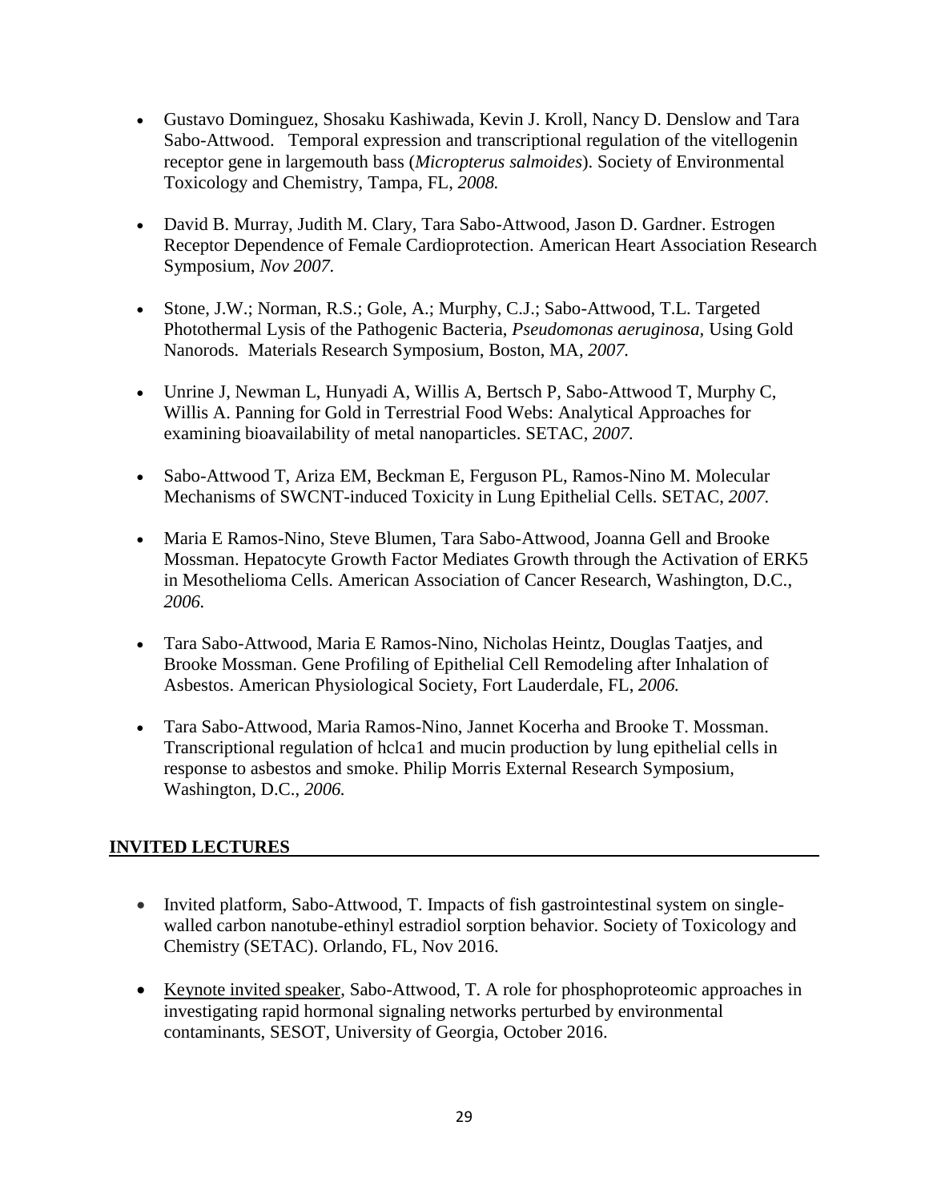- Gustavo Dominguez, Shosaku Kashiwada, Kevin J. Kroll, Nancy D. Denslow and Tara Sabo-Attwood. Temporal expression and transcriptional regulation of the vitellogenin receptor gene in largemouth bass (*Micropterus salmoides*). Society of Environmental Toxicology and Chemistry, Tampa, FL, *2008.*

- David B. Murray, Judith M. Clary, Tara Sabo-Attwood, Jason D. Gardner. Estrogen Receptor Dependence of Female Cardioprotection. American Heart Association Research Symposium, *Nov 2007*.

- Stone, J.W.; Norman, R.S.; Gole, A.; Murphy, C.J.; Sabo-Attwood, T.L. Targeted Photothermal Lysis of the Pathogenic Bacteria, *Pseudomonas aeruginosa*, Using Gold Nanorods. Materials Research Symposium, Boston, MA, *2007.*

- Unrine J, Newman L, Hunyadi A, Willis A, Bertsch P, Sabo-Attwood T, Murphy C, Willis A. Panning for Gold in Terrestrial Food Webs: Analytical Approaches for examining bioavailability of metal nanoparticles. SETAC, *2007.*

- Sabo-Attwood T, Ariza EM, Beckman E, Ferguson PL, Ramos-Nino M. Molecular Mechanisms of SWCNT-induced Toxicity in Lung Epithelial Cells. SETAC, *2007.*

- Maria E Ramos-Nino, Steve Blumen, Tara Sabo-Attwood, Joanna Gell and Brooke Mossman. Hepatocyte Growth Factor Mediates Growth through the Activation of ERK5 in Mesothelioma Cells. American Association of Cancer Research, Washington, D.C., *2006.*

- Tara Sabo-Attwood, Maria E Ramos-Nino, Nicholas Heintz, Douglas Taatjes, and Brooke Mossman. Gene Profiling of Epithelial Cell Remodeling after Inhalation of Asbestos. American Physiological Society, Fort Lauderdale, FL, *2006.*

- Tara Sabo-Attwood, Maria Ramos-Nino, Jannet Kocerha and Brooke T. Mossman. Transcriptional regulation of hclca1 and mucin production by lung epithelial cells in response to asbestos and smoke. Philip Morris External Research Symposium, Washington, D.C., *2006.*

## INVITED LECTURES

- Invited platform, Sabo-Attwood, T. Impacts of fish gastrointestinal system on single-walled carbon nanotube-ethinyl estradiol sorption behavior. Society of Toxicology and Chemistry (SETAC). Orlando, FL, Nov 2016.

- Keynote invited speaker, Sabo-Attwood, T. A role for phosphoproteomic approaches in investigating rapid hormonal signaling networks perturbed by environmental contaminants, SESOT, University of Georgia, October 2016.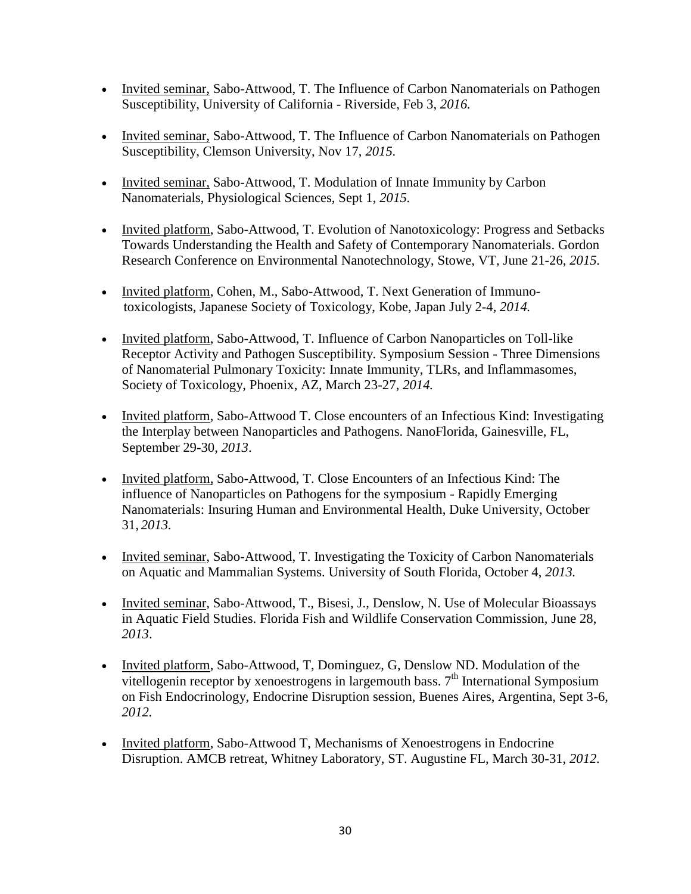- <u>Invited seminar,</u> Sabo-Attwood, T. The Influence of Carbon Nanomaterials on Pathogen Susceptibility, University of California - Riverside, Feb 3, *2016.*

- <u>Invited seminar,</u> Sabo-Attwood, T. The Influence of Carbon Nanomaterials on Pathogen Susceptibility, Clemson University, Nov 17, *2015*.

- <u>Invited seminar,</u> Sabo-Attwood, T. Modulation of Innate Immunity by Carbon Nanomaterials, Physiological Sciences, Sept 1, *2015*.

- <u>Invited platform</u>, Sabo-Attwood, T. Evolution of Nanotoxicology: Progress and Setbacks Towards Understanding the Health and Safety of Contemporary Nanomaterials. Gordon Research Conference on Environmental Nanotechnology, Stowe, VT, June 21-26, *2015.*

- <u>Invited platform</u>, Cohen, M., Sabo-Attwood, T. Next Generation of Immuno-toxicologists, Japanese Society of Toxicology, Kobe, Japan July 2-4, *2014.*

- <u>Invited platform</u>, Sabo-Attwood, T. Influence of Carbon Nanoparticles on Toll-like Receptor Activity and Pathogen Susceptibility. Symposium Session - Three Dimensions of Nanomaterial Pulmonary Toxicity: Innate Immunity, TLRs, and Inflammasomes, Society of Toxicology, Phoenix, AZ, March 23-27, *2014.*

- <u>Invited platform</u>, Sabo-Attwood T. Close encounters of an Infectious Kind: Investigating the Interplay between Nanoparticles and Pathogens. NanoFlorida, Gainesville, FL, September 29-30, *2013*.

- <u>Invited platform,</u> Sabo-Attwood, T. Close Encounters of an Infectious Kind: The influence of Nanoparticles on Pathogens for the symposium - Rapidly Emerging Nanomaterials: Insuring Human and Environmental Health, Duke University, October 31, *2013.*

- <u>Invited seminar</u>, Sabo-Attwood, T. Investigating the Toxicity of Carbon Nanomaterials on Aquatic and Mammalian Systems. University of South Florida, October 4, *2013.*

- <u>Invited seminar</u>, Sabo-Attwood, T., Bisesi, J., Denslow, N. Use of Molecular Bioassays in Aquatic Field Studies. Florida Fish and Wildlife Conservation Commission, June 28, *2013*.

- <u>Invited platform</u>, Sabo-Attwood, T, Dominguez, G, Denslow ND. Modulation of the vitellogenin receptor by xenoestrogens in largemouth bass. 7$^{th}$ International Symposium on Fish Endocrinology, Endocrine Disruption session, Buenes Aires, Argentina, Sept 3-6, *2012.*

- <u>Invited platform</u>, Sabo-Attwood T, Mechanisms of Xenoestrogens in Endocrine Disruption. AMCB retreat, Whitney Laboratory, ST. Augustine FL, March 30-31, *2012*.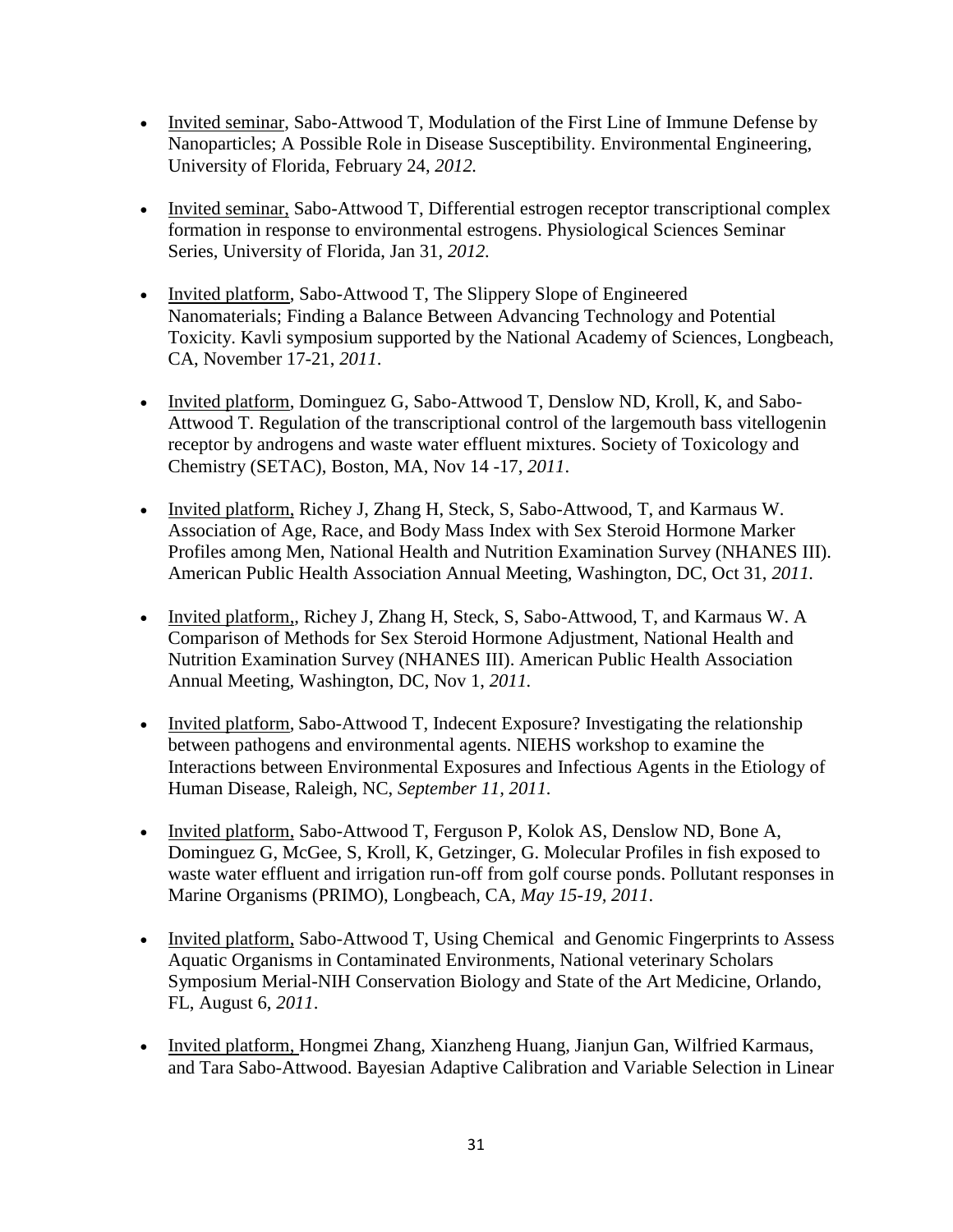- Invited seminar, Sabo-Attwood T, Modulation of the First Line of Immune Defense by Nanoparticles; A Possible Role in Disease Susceptibility. Environmental Engineering, University of Florida, February 24, *2012.*

- Invited seminar, Sabo-Attwood T, Differential estrogen receptor transcriptional complex formation in response to environmental estrogens. Physiological Sciences Seminar Series, University of Florida, Jan 31, *2012.*

- Invited platform, Sabo-Attwood T, The Slippery Slope of Engineered Nanomaterials; Finding a Balance Between Advancing Technology and Potential Toxicity. Kavli symposium supported by the National Academy of Sciences, Longbeach, CA, November 17-21, *2011*.

- Invited platform, Dominguez G, Sabo-Attwood T, Denslow ND, Kroll, K, and Sabo-Attwood T. Regulation of the transcriptional control of the largemouth bass vitellogenin receptor by androgens and waste water effluent mixtures. Society of Toxicology and Chemistry (SETAC), Boston, MA, Nov 14 -17, *2011*.

- Invited platform, Richey J, Zhang H, Steck, S, Sabo-Attwood, T, and Karmaus W. Association of Age, Race, and Body Mass Index with Sex Steroid Hormone Marker Profiles among Men, National Health and Nutrition Examination Survey (NHANES III). American Public Health Association Annual Meeting, Washington, DC, Oct 31, *2011.*

- Invited platform,, Richey J, Zhang H, Steck, S, Sabo-Attwood, T, and Karmaus W. A Comparison of Methods for Sex Steroid Hormone Adjustment, National Health and Nutrition Examination Survey (NHANES III). American Public Health Association Annual Meeting, Washington, DC, Nov 1, *2011.*

- Invited platform, Sabo-Attwood T, Indecent Exposure? Investigating the relationship between pathogens and environmental agents. NIEHS workshop to examine the Interactions between Environmental Exposures and Infectious Agents in the Etiology of Human Disease, Raleigh, NC, *September 11, 2011.*

- Invited platform, Sabo-Attwood T, Ferguson P, Kolok AS, Denslow ND, Bone A, Dominguez G, McGee, S, Kroll, K, Getzinger, G. Molecular Profiles in fish exposed to waste water effluent and irrigation run-off from golf course ponds. Pollutant responses in Marine Organisms (PRIMO), Longbeach, CA, *May 15-19, 2011*.

- Invited platform, Sabo-Attwood T, Using Chemical and Genomic Fingerprints to Assess Aquatic Organisms in Contaminated Environments, National veterinary Scholars Symposium Merial-NIH Conservation Biology and State of the Art Medicine, Orlando, FL, August 6, *2011*.

- Invited platform, Hongmei Zhang, Xianzheng Huang, Jianjun Gan, Wilfried Karmaus, and Tara Sabo-Attwood. Bayesian Adaptive Calibration and Variable Selection in Linear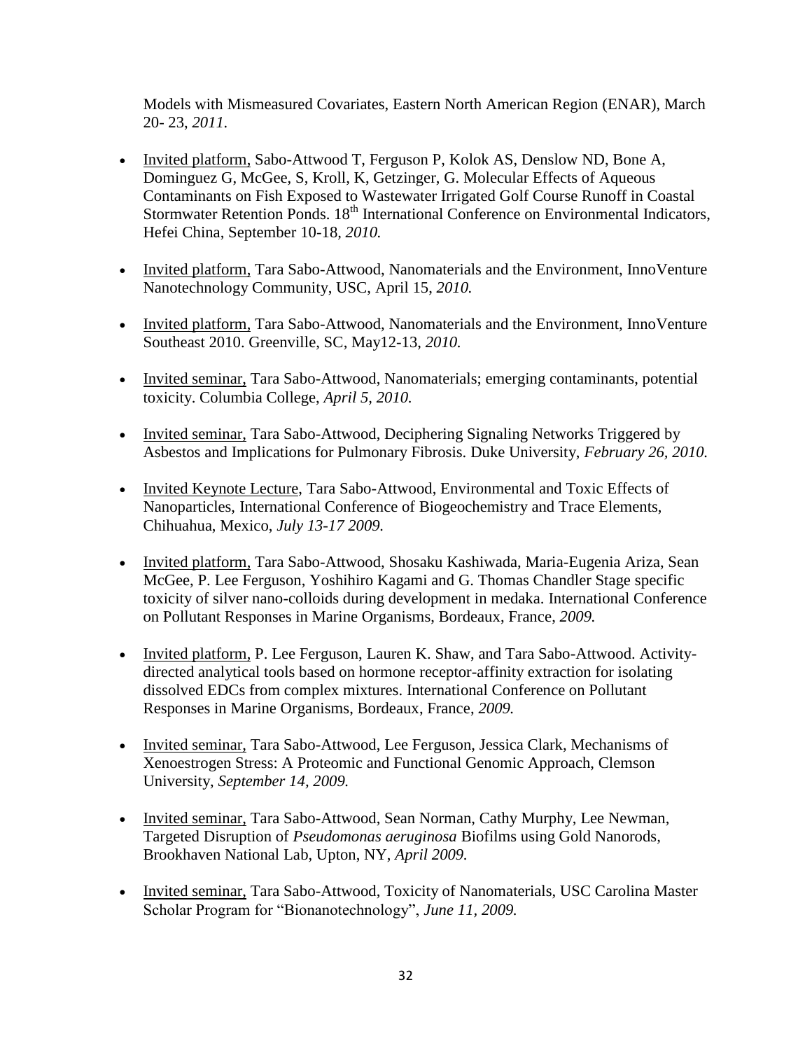Models with Mismeasured Covariates, Eastern North American Region (ENAR), March 20- 23, *2011.*

- <u>Invited platform,</u> Sabo-Attwood T, Ferguson P, Kolok AS, Denslow ND, Bone A, Dominguez G, McGee, S, Kroll, K, Getzinger, G. Molecular Effects of Aqueous Contaminants on Fish Exposed to Wastewater Irrigated Golf Course Runoff in Coastal Stormwater Retention Ponds. 18th International Conference on Environmental Indicators, Hefei China, September 10-18, *2010.*

- <u>Invited platform,</u> Tara Sabo-Attwood, Nanomaterials and the Environment, InnoVenture Nanotechnology Community, USC, April 15, *2010.*

- <u>Invited platform,</u> Tara Sabo-Attwood, Nanomaterials and the Environment, InnoVenture Southeast 2010. Greenville, SC, May12-13, *2010.*

- <u>Invited seminar,</u> Tara Sabo-Attwood, Nanomaterials; emerging contaminants, potential toxicity. Columbia College, *April 5, 2010.*

- <u>Invited seminar,</u> Tara Sabo-Attwood, Deciphering Signaling Networks Triggered by Asbestos and Implications for Pulmonary Fibrosis. Duke University, *February 26, 2010.*

- <u>Invited Keynote Lecture</u>, Tara Sabo-Attwood, Environmental and Toxic Effects of Nanoparticles, International Conference of Biogeochemistry and Trace Elements, Chihuahua, Mexico, *July 13-17 2009.*

- <u>Invited platform,</u> Tara Sabo-Attwood, Shosaku Kashiwada, Maria-Eugenia Ariza, Sean McGee, P. Lee Ferguson, Yoshihiro Kagami and G. Thomas Chandler Stage specific toxicity of silver nano-colloids during development in medaka. International Conference on Pollutant Responses in Marine Organisms, Bordeaux, France, *2009.*

- <u>Invited platform,</u> P. Lee Ferguson, Lauren K. Shaw, and Tara Sabo-Attwood. Activity-directed analytical tools based on hormone receptor-affinity extraction for isolating dissolved EDCs from complex mixtures. International Conference on Pollutant Responses in Marine Organisms, Bordeaux, France, *2009.*

- <u>Invited seminar,</u> Tara Sabo-Attwood, Lee Ferguson, Jessica Clark, Mechanisms of Xenoestrogen Stress: A Proteomic and Functional Genomic Approach, Clemson University, *September 14, 2009.*

- <u>Invited seminar,</u> Tara Sabo-Attwood, Sean Norman, Cathy Murphy, Lee Newman, Targeted Disruption of *Pseudomonas aeruginosa* Biofilms using Gold Nanorods, Brookhaven National Lab, Upton, NY, *April 2009.*

- <u>Invited seminar,</u> Tara Sabo-Attwood, Toxicity of Nanomaterials, USC Carolina Master Scholar Program for "Bionanotechnology", *June 11, 2009.*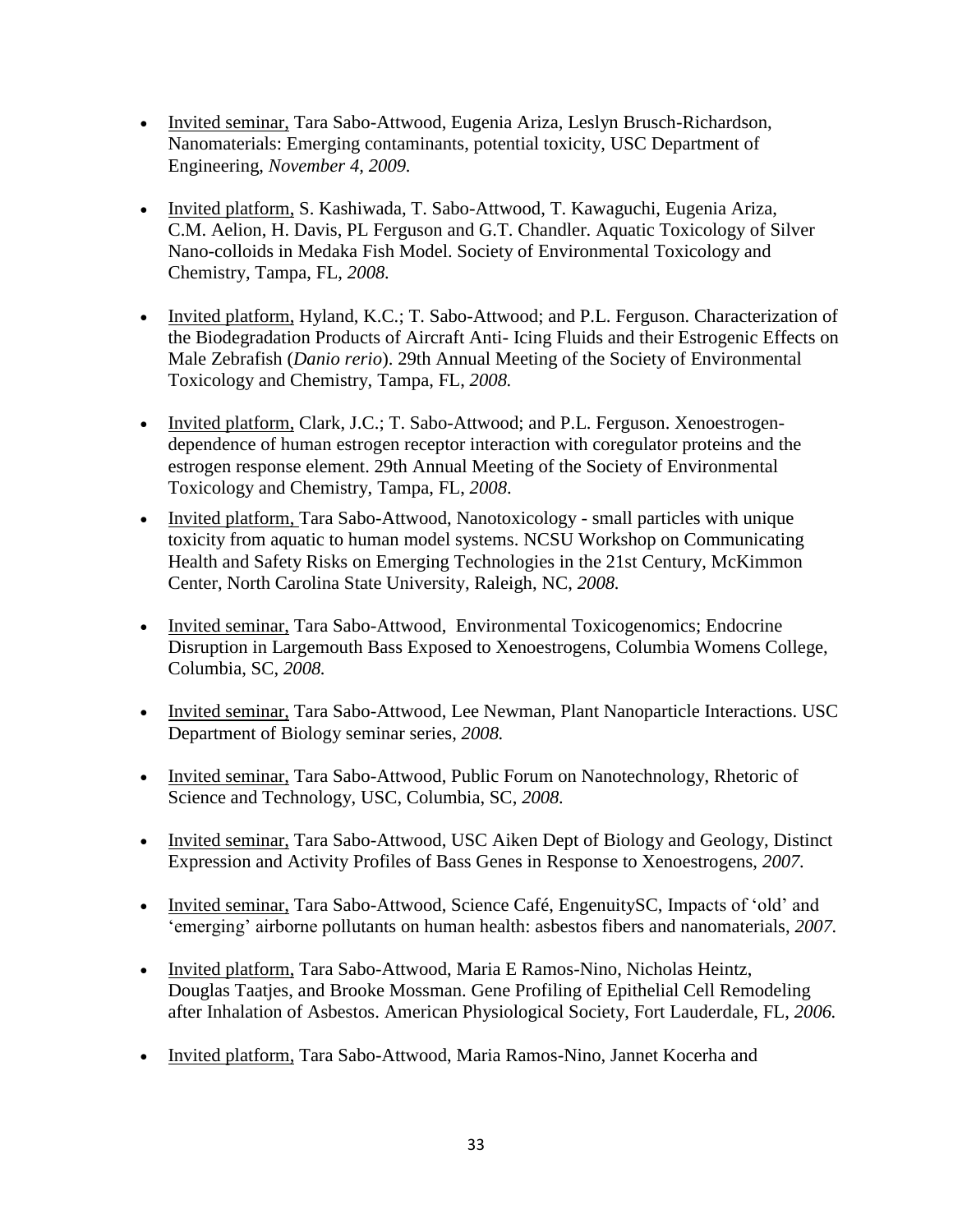- Invited seminar, Tara Sabo-Attwood, Eugenia Ariza, Leslyn Brusch-Richardson, Nanomaterials: Emerging contaminants, potential toxicity, USC Department of Engineering, *November 4, 2009.*

- Invited platform, S. Kashiwada, T. Sabo-Attwood, T. Kawaguchi, Eugenia Ariza, C.M. Aelion, H. Davis, PL Ferguson and G.T. Chandler. Aquatic Toxicology of Silver Nano-colloids in Medaka Fish Model. Society of Environmental Toxicology and Chemistry, Tampa, FL, *2008.*

- Invited platform, Hyland, K.C.; T. Sabo-Attwood; and P.L. Ferguson. Characterization of the Biodegradation Products of Aircraft Anti- Icing Fluids and their Estrogenic Effects on Male Zebrafish (*Danio rerio*). 29th Annual Meeting of the Society of Environmental Toxicology and Chemistry, Tampa, FL, *2008.*

- Invited platform, Clark, J.C.; T. Sabo-Attwood; and P.L. Ferguson. Xenoestrogen-dependence of human estrogen receptor interaction with coregulator proteins and the estrogen response element. 29th Annual Meeting of the Society of Environmental Toxicology and Chemistry, Tampa, FL, *2008*.

- Invited platform, Tara Sabo-Attwood, Nanotoxicology - small particles with unique toxicity from aquatic to human model systems. NCSU Workshop on Communicating Health and Safety Risks on Emerging Technologies in the 21st Century, McKimmon Center, North Carolina State University, Raleigh, NC, *2008.*

- Invited seminar, Tara Sabo-Attwood, Environmental Toxicogenomics; Endocrine Disruption in Largemouth Bass Exposed to Xenoestrogens, Columbia Womens College, Columbia, SC, *2008.*

- Invited seminar, Tara Sabo-Attwood, Lee Newman, Plant Nanoparticle Interactions. USC Department of Biology seminar series, *2008.*

- Invited seminar, Tara Sabo-Attwood, Public Forum on Nanotechnology, Rhetoric of Science and Technology, USC, Columbia, SC, *2008.*

- Invited seminar, Tara Sabo-Attwood, USC Aiken Dept of Biology and Geology, Distinct Expression and Activity Profiles of Bass Genes in Response to Xenoestrogens, *2007.*

- Invited seminar, Tara Sabo-Attwood, Science Café, EngenuitySC, Impacts of 'old' and 'emerging' airborne pollutants on human health: asbestos fibers and nanomaterials, *2007.*

- Invited platform, Tara Sabo-Attwood, Maria E Ramos-Nino, Nicholas Heintz, Douglas Taatjes, and Brooke Mossman. Gene Profiling of Epithelial Cell Remodeling after Inhalation of Asbestos. American Physiological Society, Fort Lauderdale, FL, *2006.*

- Invited platform, Tara Sabo-Attwood, Maria Ramos-Nino, Jannet Kocerha and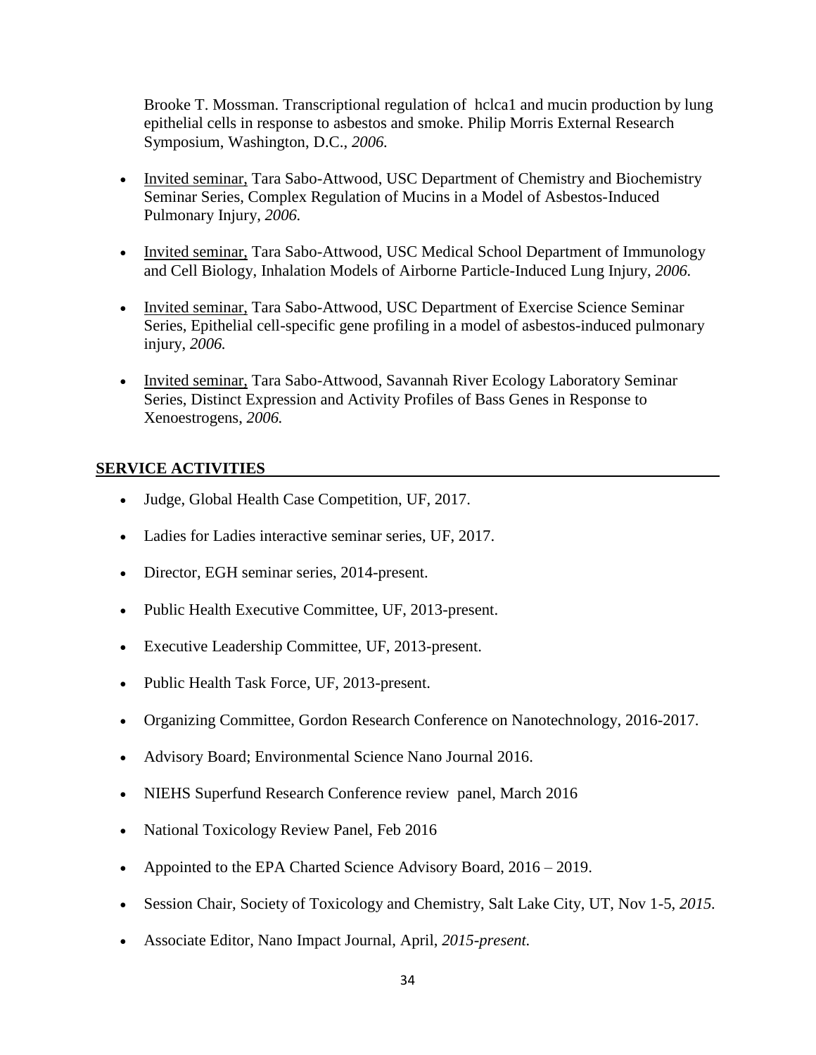Brooke T. Mossman. Transcriptional regulation of hclca1 and mucin production by lung epithelial cells in response to asbestos and smoke. Philip Morris External Research Symposium, Washington, D.C., *2006.*

- Invited seminar, Tara Sabo-Attwood, USC Department of Chemistry and Biochemistry Seminar Series, Complex Regulation of Mucins in a Model of Asbestos-Induced Pulmonary Injury, *2006.*

- Invited seminar, Tara Sabo-Attwood, USC Medical School Department of Immunology and Cell Biology, Inhalation Models of Airborne Particle-Induced Lung Injury, *2006.*

- Invited seminar, Tara Sabo-Attwood, USC Department of Exercise Science Seminar Series, Epithelial cell-specific gene profiling in a model of asbestos-induced pulmonary injury, *2006.*

- Invited seminar, Tara Sabo-Attwood, Savannah River Ecology Laboratory Seminar Series, Distinct Expression and Activity Profiles of Bass Genes in Response to Xenoestrogens, *2006.*

## SERVICE ACTIVITIES

- Judge, Global Health Case Competition, UF, 2017.
- Ladies for Ladies interactive seminar series, UF, 2017.
- Director, EGH seminar series, 2014-present.
- Public Health Executive Committee, UF, 2013-present.
- Executive Leadership Committee, UF, 2013-present.
- Public Health Task Force, UF, 2013-present.
- Organizing Committee, Gordon Research Conference on Nanotechnology, 2016-2017.
- Advisory Board; Environmental Science Nano Journal 2016.
- NIEHS Superfund Research Conference review panel, March 2016
- National Toxicology Review Panel, Feb 2016
- Appointed to the EPA Charted Science Advisory Board, 2016 – 2019.
- Session Chair, Society of Toxicology and Chemistry, Salt Lake City, UT, Nov 1-5, *2015.*
- Associate Editor, Nano Impact Journal, April, *2015-present.*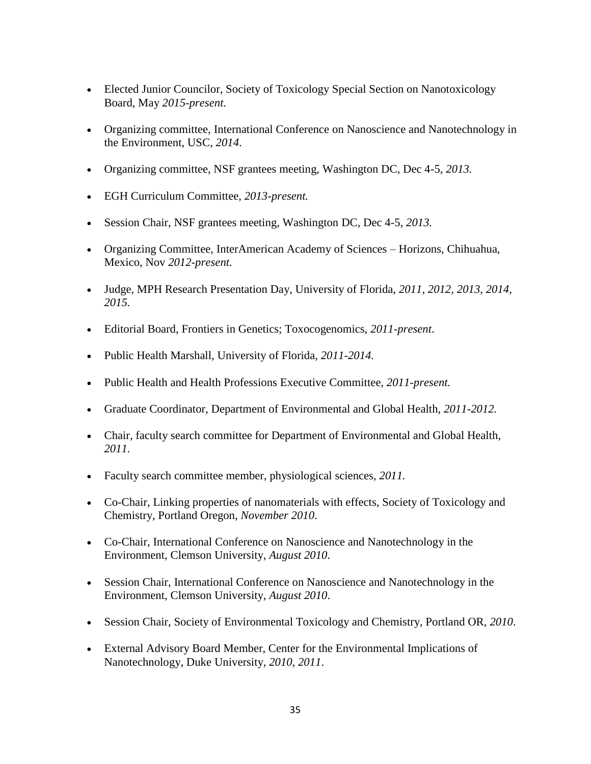- Elected Junior Councilor, Society of Toxicology Special Section on Nanotoxicology Board, May *2015-present.*

- Organizing committee, International Conference on Nanoscience and Nanotechnology in the Environment, USC, *2014*.

- Organizing committee, NSF grantees meeting, Washington DC, Dec 4-5, *2013.*

- EGH Curriculum Committee, *2013-present.*

- Session Chair, NSF grantees meeting, Washington DC, Dec 4-5, *2013.*

- Organizing Committee, InterAmerican Academy of Sciences – Horizons, Chihuahua, Mexico, Nov *2012-present.*

- Judge, MPH Research Presentation Day, University of Florida, *2011, 2012, 2013, 2014, 2015.*

- Editorial Board, Frontiers in Genetics; Toxocogenomics, *2011-present*.

- Public Health Marshall, University of Florida, *2011-2014.*

- Public Health and Health Professions Executive Committee, *2011-present.*

- Graduate Coordinator, Department of Environmental and Global Health, *2011-2012.*

- Chair, faculty search committee for Department of Environmental and Global Health, *2011.*

- Faculty search committee member, physiological sciences, *2011.*

- Co-Chair, Linking properties of nanomaterials with effects, Society of Toxicology and Chemistry, Portland Oregon, *November 2010.*

- Co-Chair, International Conference on Nanoscience and Nanotechnology in the Environment, Clemson University, *August 2010*.

- Session Chair, International Conference on Nanoscience and Nanotechnology in the Environment, Clemson University, *August 2010*.

- Session Chair, Society of Environmental Toxicology and Chemistry, Portland OR, *2010*.

- External Advisory Board Member, Center for the Environmental Implications of Nanotechnology, Duke University, *2010*, *2011*.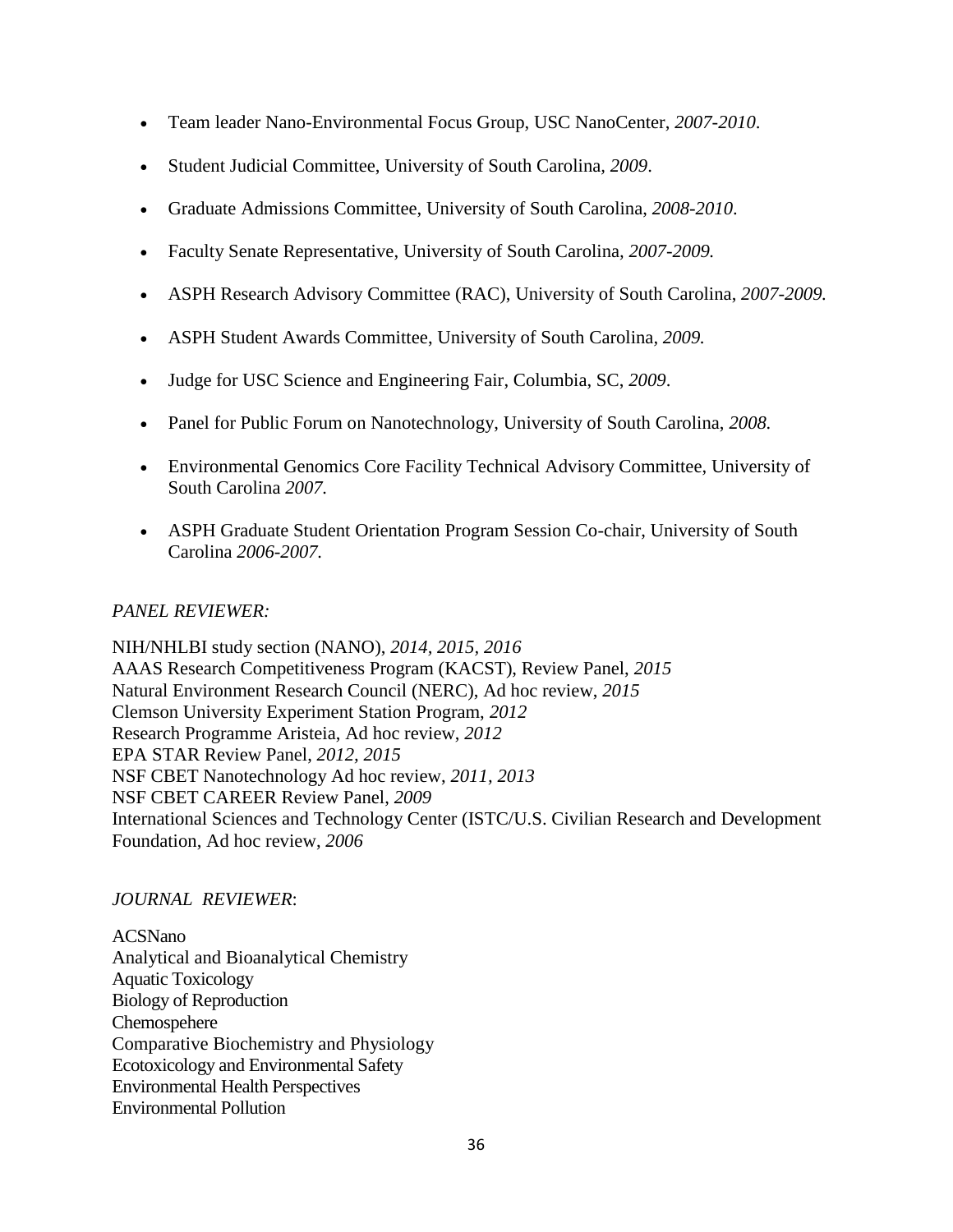- Team leader Nano-Environmental Focus Group, USC NanoCenter, *2007-2010*.
- Student Judicial Committee, University of South Carolina, *2009*.
- Graduate Admissions Committee, University of South Carolina, *2008-2010*.
- Faculty Senate Representative, University of South Carolina, *2007-2009.*
- ASPH Research Advisory Committee (RAC), University of South Carolina, *2007-2009.*
- ASPH Student Awards Committee, University of South Carolina, *2009.*
- Judge for USC Science and Engineering Fair, Columbia, SC, *2009*.
- Panel for Public Forum on Nanotechnology, University of South Carolina, *2008.*
- Environmental Genomics Core Facility Technical Advisory Committee, University of South Carolina *2007.*
- ASPH Graduate Student Orientation Program Session Co-chair, University of South Carolina *2006-2007.*

*PANEL REVIEWER:*

NIH/NHLBI study section (NANO), *2014, 2015, 2016*  
AAAS Research Competitiveness Program (KACST), Review Panel, *2015*  
Natural Environment Research Council (NERC), Ad hoc review, *2015*  
Clemson University Experiment Station Program, *2012*  
Research Programme Aristeia, Ad hoc review, *2012*  
EPA STAR Review Panel, *2012, 2015*  
NSF CBET Nanotechnology Ad hoc review, *2011, 2013*  
NSF CBET CAREER Review Panel, *2009*  
International Sciences and Technology Center (ISTC/U.S. Civilian Research and Development Foundation, Ad hoc review, *2006*

*JOURNAL REVIEWER*:

ACSNano  
Analytical and Bioanalytical Chemistry  
Aquatic Toxicology  
Biology of Reproduction  
Chemospehere  
Comparative Biochemistry and Physiology  
Ecotoxicology and Environmental Safety  
Environmental Health Perspectives  
Environmental Pollution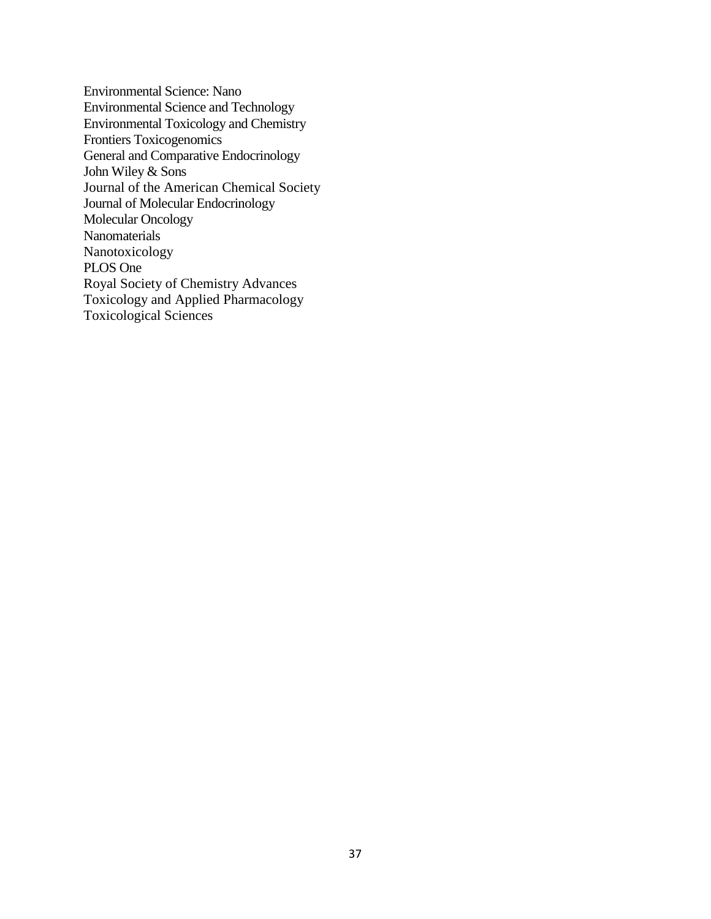Environmental Science: Nano
Environmental Science and Technology
Environmental Toxicology and Chemistry
Frontiers Toxicogenomics
General and Comparative Endocrinology
John Wiley & Sons
Journal of the American Chemical Society
Journal of Molecular Endocrinology
Molecular Oncology
Nanomaterials
Nanotoxicology
PLOS One
Royal Society of Chemistry Advances
Toxicology and Applied Pharmacology
Toxicological Sciences